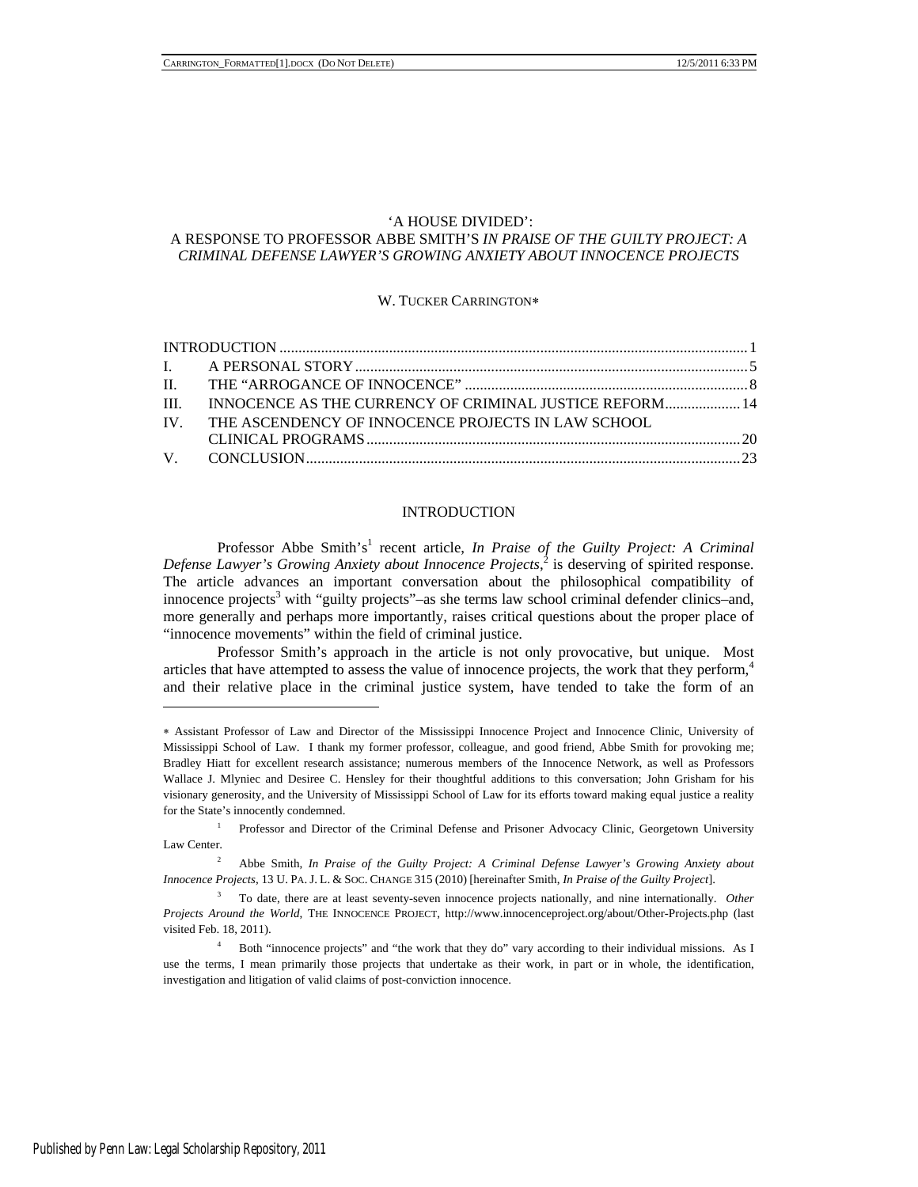# 'A HOUSE DIVIDED': A RESPONSE TO PROFESSOR ABBE SMITH'S *IN PRAISE OF THE GUILTY PROJECT: A CRIMINAL DEFENSE LAWYER'S GROWING ANXIETY ABOUT INNOCENCE PROJECTS*

W. TUCKER CARRINGTON∗

| | | |
|---|---|---|
| INTRODUCTION | | 1 |
| I. | A PERSONAL STORY | 5 |
| II. | THE "ARROGANCE OF INNOCENCE" | 8 |
| III. | INNOCENCE AS THE CURRENCY OF CRIMINAL JUSTICE REFORM | 14 |
| IV. | THE ASCENDENCY OF INNOCENCE PROJECTS IN LAW SCHOOL CLINICAL PROGRAMS | 20 |
| V. | CONCLUSION | 23 |

## INTRODUCTION

Professor Abbe Smith's[1] recent article, *In Praise of the Guilty Project: A Criminal Defense Lawyer's Growing Anxiety about Innocence Projects*,[2] is deserving of spirited response. The article advances an important conversation about the philosophical compatibility of innocence projects[3] with "guilty projects"–as she terms law school criminal defender clinics–and, more generally and perhaps more importantly, raises critical questions about the proper place of "innocence movements" within the field of criminal justice.

Professor Smith's approach in the article is not only provocative, but unique. Most articles that have attempted to assess the value of innocence projects, the work that they perform,[4] and their relative place in the criminal justice system, have tended to take the form of an

---

∗ Assistant Professor of Law and Director of the Mississippi Innocence Project and Innocence Clinic, University of Mississippi School of Law. I thank my former professor, colleague, and good friend, Abbe Smith for provoking me; Bradley Hiatt for excellent research assistance; numerous members of the Innocence Network, as well as Professors Wallace J. Mlyniec and Desiree C. Hensley for their thoughtful additions to this conversation; John Grisham for his visionary generosity, and the University of Mississippi School of Law for its efforts toward making equal justice a reality for the State's innocently condemned.

[1] Professor and Director of the Criminal Defense and Prisoner Advocacy Clinic, Georgetown University Law Center.

[2] Abbe Smith, *In Praise of the Guilty Project: A Criminal Defense Lawyer's Growing Anxiety about Innocence Projects*, 13 U. PA. J. L. & SOC. CHANGE 315 (2010) [hereinafter Smith, *In Praise of the Guilty Project*].

[3] To date, there are at least seventy-seven innocence projects nationally, and nine internationally. *Other Projects Around the World*, THE INNOCENCE PROJECT, http://www.innocenceproject.org/about/Other-Projects.php (last visited Feb. 18, 2011).

[4] Both "innocence projects" and "the work that they do" vary according to their individual missions. As I use the terms, I mean primarily those projects that undertake as their work, in part or in whole, the identification, investigation and litigation of valid claims of post-conviction innocence.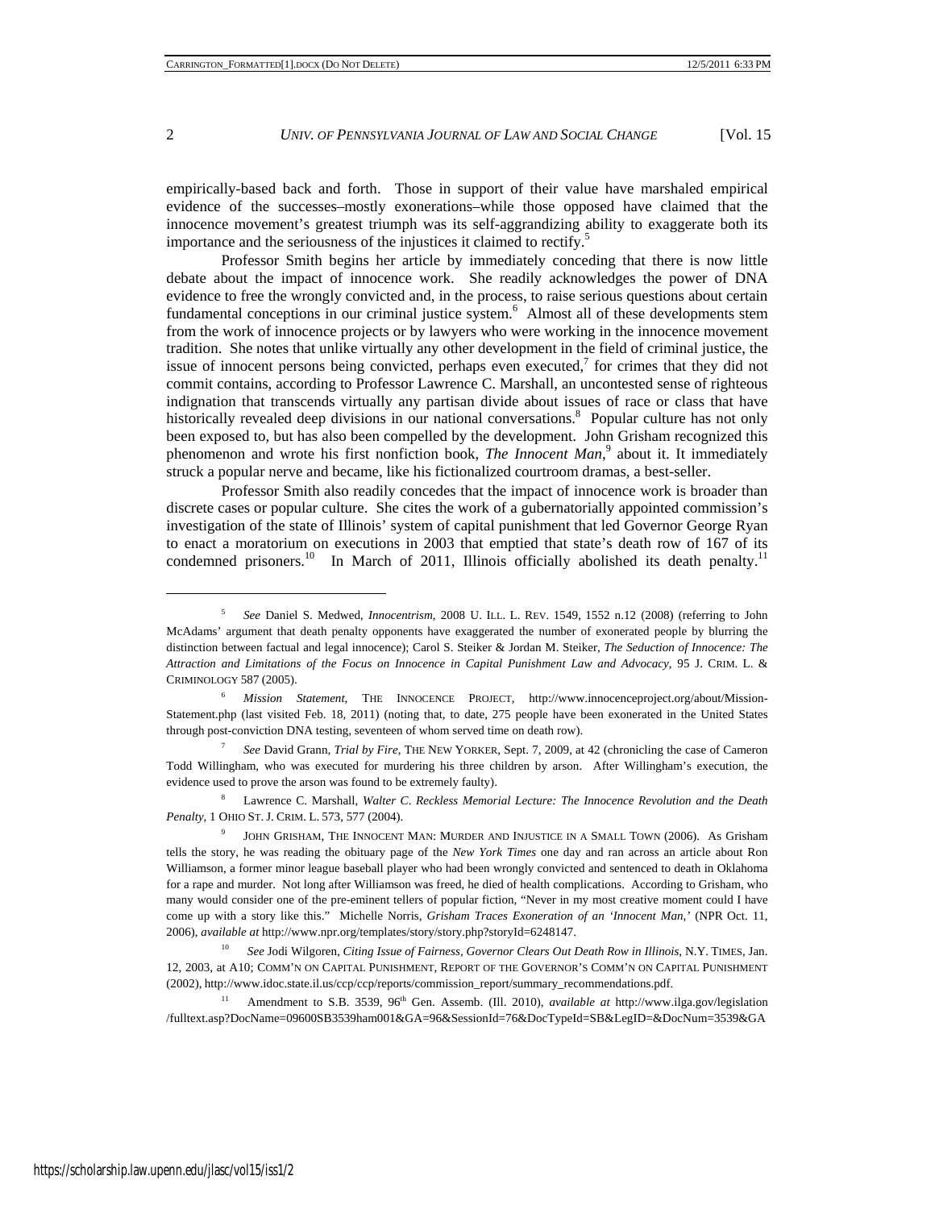empirically-based back and forth. Those in support of their value have marshaled empirical evidence of the successes–mostly exonerations–while those opposed have claimed that the innocence movement's greatest triumph was its self-aggrandizing ability to exaggerate both its importance and the seriousness of the injustices it claimed to rectify.[5]

Professor Smith begins her article by immediately conceding that there is now little debate about the impact of innocence work. She readily acknowledges the power of DNA evidence to free the wrongly convicted and, in the process, to raise serious questions about certain fundamental conceptions in our criminal justice system.[6] Almost all of these developments stem from the work of innocence projects or by lawyers who were working in the innocence movement tradition. She notes that unlike virtually any other development in the field of criminal justice, the issue of innocent persons being convicted, perhaps even executed,[7] for crimes that they did not commit contains, according to Professor Lawrence C. Marshall, an uncontested sense of righteous indignation that transcends virtually any partisan divide about issues of race or class that have historically revealed deep divisions in our national conversations.[8] Popular culture has not only been exposed to, but has also been compelled by the development. John Grisham recognized this phenomenon and wrote his first nonfiction book, *The Innocent Man*,[9] about it. It immediately struck a popular nerve and became, like his fictionalized courtroom dramas, a best-seller.

Professor Smith also readily concedes that the impact of innocence work is broader than discrete cases or popular culture. She cites the work of a gubernatorially appointed commission's investigation of the state of Illinois' system of capital punishment that led Governor George Ryan to enact a moratorium on executions in 2003 that emptied that state's death row of 167 of its condemned prisoners.[10] In March of 2011, Illinois officially abolished its death penalty.[11]

---

[5] *See* Daniel S. Medwed, *Innocentrism*, 2008 U. ILL. L. REV. 1549, 1552 n.12 (2008) (referring to John McAdams' argument that death penalty opponents have exaggerated the number of exonerated people by blurring the distinction between factual and legal innocence); Carol S. Steiker & Jordan M. Steiker, *The Seduction of Innocence: The Attraction and Limitations of the Focus on Innocence in Capital Punishment Law and Advocacy*, 95 J. CRIM. L. & CRIMINOLOGY 587 (2005).

[6] *Mission Statement*, THE INNOCENCE PROJECT, http://www.innocenceproject.org/about/Mission-Statement.php (last visited Feb. 18, 2011) (noting that, to date, 275 people have been exonerated in the United States through post-conviction DNA testing, seventeen of whom served time on death row).

[7] *See* David Grann, *Trial by Fire*, THE NEW YORKER, Sept. 7, 2009, at 42 (chronicling the case of Cameron Todd Willingham, who was executed for murdering his three children by arson. After Willingham's execution, the evidence used to prove the arson was found to be extremely faulty).

[8] Lawrence C. Marshall, *Walter C. Reckless Memorial Lecture: The Innocence Revolution and the Death Penalty*, 1 OHIO ST. J. CRIM. L. 573, 577 (2004).

[9] JOHN GRISHAM, THE INNOCENT MAN: MURDER AND INJUSTICE IN A SMALL TOWN (2006). As Grisham tells the story, he was reading the obituary page of the *New York Times* one day and ran across an article about Ron Williamson, a former minor league baseball player who had been wrongly convicted and sentenced to death in Oklahoma for a rape and murder. Not long after Williamson was freed, he died of health complications. According to Grisham, who many would consider one of the pre-eminent tellers of popular fiction, "Never in my most creative moment could I have come up with a story like this." Michelle Norris, *Grisham Traces Exoneration of an 'Innocent Man,'* (NPR Oct. 11, 2006), *available at* http://www.npr.org/templates/story/story.php?storyId=6248147.

[10] *See* Jodi Wilgoren, *Citing Issue of Fairness, Governor Clears Out Death Row in Illinois*, N.Y. TIMES, Jan. 12, 2003, at A10; COMM'N ON CAPITAL PUNISHMENT, REPORT OF THE GOVERNOR'S COMM'N ON CAPITAL PUNISHMENT (2002), http://www.idoc.state.il.us/ccp/ccp/reports/commission_report/summary_recommendations.pdf.

[11] Amendment to S.B. 3539, 96th Gen. Assemb. (Ill. 2010), *available at* http://www.ilga.gov/legislation/fulltext.asp?DocName=09600SB3539ham001&GA=96&SessionId=76&DocTypeId=SB&LegID=&DocNum=3539&GA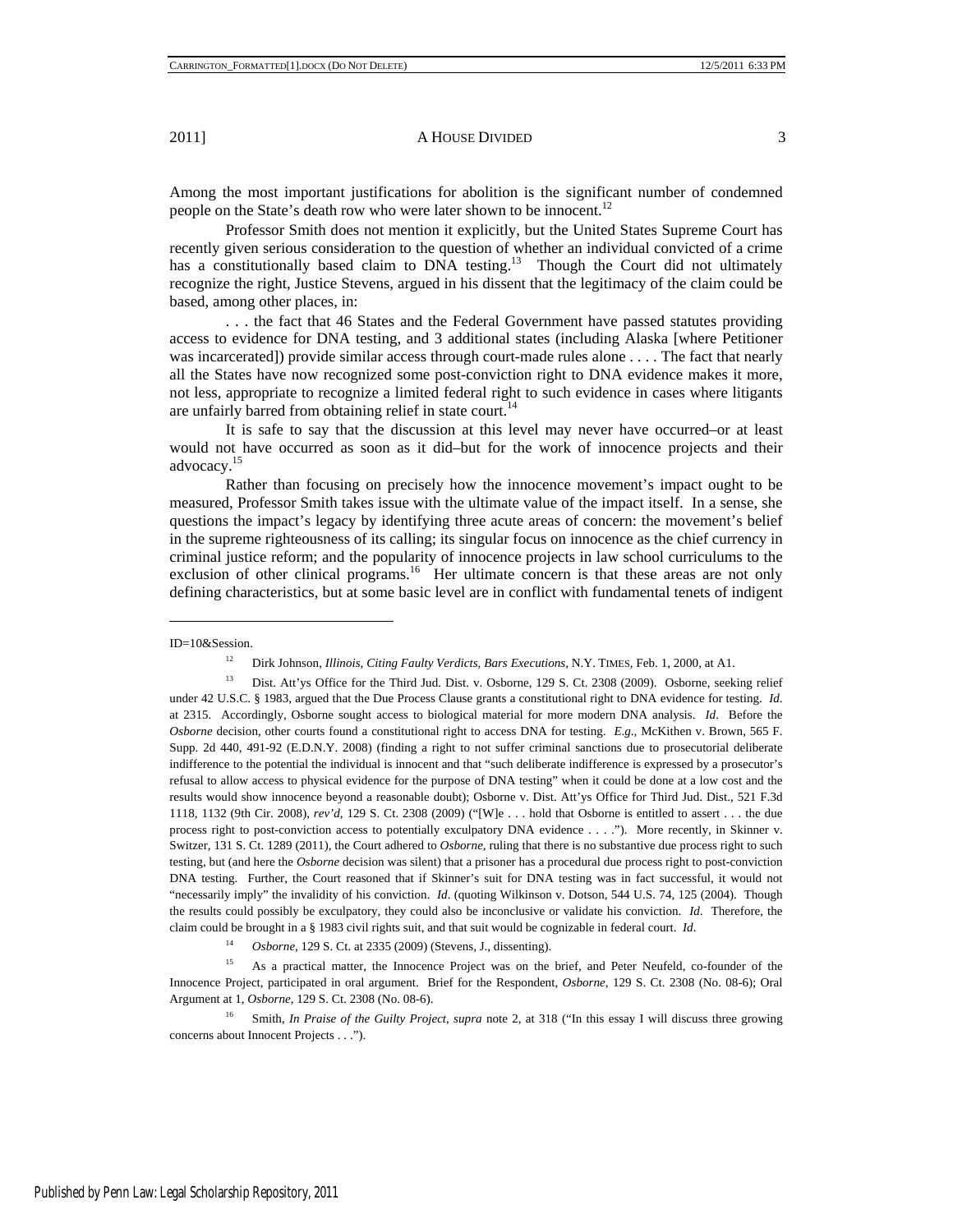Among the most important justifications for abolition is the significant number of condemned people on the State's death row who were later shown to be innocent.[12]

Professor Smith does not mention it explicitly, but the United States Supreme Court has recently given serious consideration to the question of whether an individual convicted of a crime has a constitutionally based claim to DNA testing.[13] Though the Court did not ultimately recognize the right, Justice Stevens, argued in his dissent that the legitimacy of the claim could be based, among other places, in:

> . . . the fact that 46 States and the Federal Government have passed statutes providing access to evidence for DNA testing, and 3 additional states (including Alaska [where Petitioner was incarcerated]) provide similar access through court-made rules alone . . . . The fact that nearly all the States have now recognized some post-conviction right to DNA evidence makes it more, not less, appropriate to recognize a limited federal right to such evidence in cases where litigants are unfairly barred from obtaining relief in state court.[14]

It is safe to say that the discussion at this level may never have occurred–or at least would not have occurred as soon as it did–but for the work of innocence projects and their advocacy.[15]

Rather than focusing on precisely how the innocence movement's impact ought to be measured, Professor Smith takes issue with the ultimate value of the impact itself. In a sense, she questions the impact's legacy by identifying three acute areas of concern: the movement's belief in the supreme righteousness of its calling; its singular focus on innocence as the chief currency in criminal justice reform; and the popularity of innocence projects in law school curriculums to the exclusion of other clinical programs.[16] Her ultimate concern is that these areas are not only defining characteristics, but at some basic level are in conflict with fundamental tenets of indigent

---

ID=10&Session.

[12] Dirk Johnson, *Illinois, Citing Faulty Verdicts, Bars Executions*, N.Y. TIMES, Feb. 1, 2000, at A1.

[13] Dist. Att'ys Office for the Third Jud. Dist. v. Osborne, 129 S. Ct. 2308 (2009). Osborne, seeking relief under 42 U.S.C. § 1983, argued that the Due Process Clause grants a constitutional right to DNA evidence for testing. *Id*. at 2315. Accordingly, Osborne sought access to biological material for more modern DNA analysis. *Id*. Before the *Osborne* decision, other courts found a constitutional right to access DNA for testing. *E.g*., McKithen v. Brown, 565 F. Supp. 2d 440, 491-92 (E.D.N.Y. 2008) (finding a right to not suffer criminal sanctions due to prosecutorial deliberate indifference to the potential the individual is innocent and that "such deliberate indifference is expressed by a prosecutor's refusal to allow access to physical evidence for the purpose of DNA testing" when it could be done at a low cost and the results would show innocence beyond a reasonable doubt); Osborne v. Dist. Att'ys Office for Third Jud. Dist., 521 F.3d 1118, 1132 (9th Cir. 2008), *rev'd*, 129 S. Ct. 2308 (2009) ("[W]e . . . hold that Osborne is entitled to assert . . . the due process right to post-conviction access to potentially exculpatory DNA evidence . . . ."). More recently, in Skinner v. Switzer, 131 S. Ct. 1289 (2011), the Court adhered to *Osborne*, ruling that there is no substantive due process right to such testing, but (and here the *Osborne* decision was silent) that a prisoner has a procedural due process right to post-conviction DNA testing. Further, the Court reasoned that if Skinner's suit for DNA testing was in fact successful, it would not "necessarily imply" the invalidity of his conviction. *Id*. (quoting Wilkinson v. Dotson, 544 U.S. 74, 125 (2004). Though the results could possibly be exculpatory, they could also be inconclusive or validate his conviction. *Id*. Therefore, the claim could be brought in a § 1983 civil rights suit, and that suit would be cognizable in federal court. *Id*.

[14] *Osborne*, 129 S. Ct. at 2335 (2009) (Stevens, J., dissenting).

[15] As a practical matter, the Innocence Project was on the brief, and Peter Neufeld, co-founder of the Innocence Project, participated in oral argument. Brief for the Respondent, *Osborne*, 129 S. Ct. 2308 (No. 08-6); Oral Argument at 1, *Osborne*, 129 S. Ct. 2308 (No. 08-6).

[16] Smith, *In Praise of the Guilty Project*, *supra* note 2, at 318 ("In this essay I will discuss three growing concerns about Innocent Projects . . .").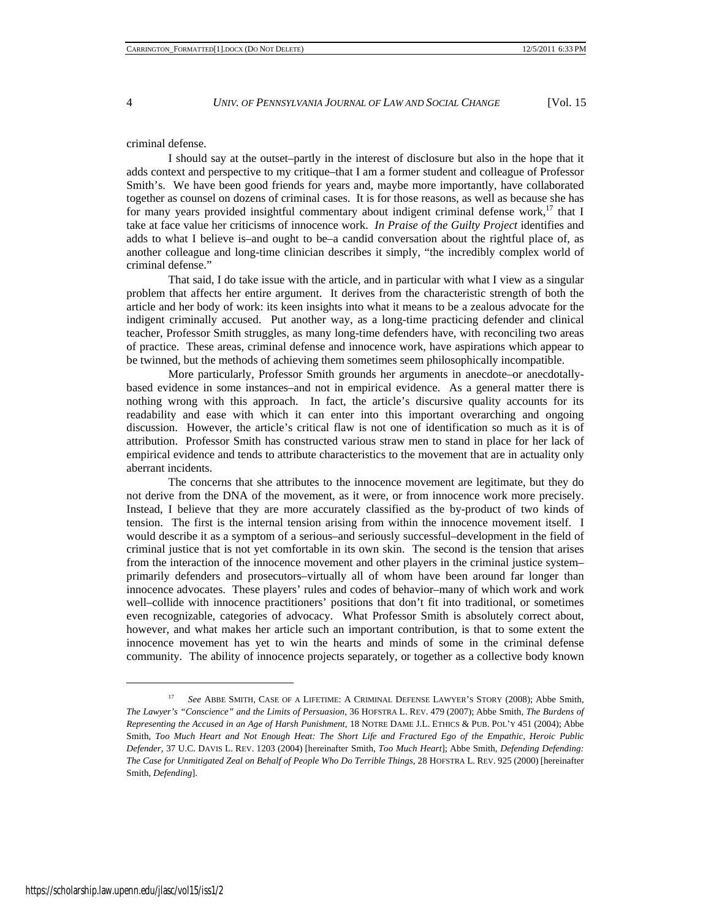criminal defense.

I should say at the outset–partly in the interest of disclosure but also in the hope that it adds context and perspective to my critique–that I am a former student and colleague of Professor Smith's. We have been good friends for years and, maybe more importantly, have collaborated together as counsel on dozens of criminal cases. It is for those reasons, as well as because she has for many years provided insightful commentary about indigent criminal defense work,[17] that I take at face value her criticisms of innocence work. *In Praise of the Guilty Project* identifies and adds to what I believe is–and ought to be–a candid conversation about the rightful place of, as another colleague and long-time clinician describes it simply, "the incredibly complex world of criminal defense."

That said, I do take issue with the article, and in particular with what I view as a singular problem that affects her entire argument. It derives from the characteristic strength of both the article and her body of work: its keen insights into what it means to be a zealous advocate for the indigent criminally accused. Put another way, as a long-time practicing defender and clinical teacher, Professor Smith struggles, as many long-time defenders have, with reconciling two areas of practice. These areas, criminal defense and innocence work, have aspirations which appear to be twinned, but the methods of achieving them sometimes seem philosophically incompatible.

More particularly, Professor Smith grounds her arguments in anecdote–or anecdotally-based evidence in some instances–and not in empirical evidence. As a general matter there is nothing wrong with this approach. In fact, the article's discursive quality accounts for its readability and ease with which it can enter into this important overarching and ongoing discussion. However, the article's critical flaw is not one of identification so much as it is of attribution. Professor Smith has constructed various straw men to stand in place for her lack of empirical evidence and tends to attribute characteristics to the movement that are in actuality only aberrant incidents.

The concerns that she attributes to the innocence movement are legitimate, but they do not derive from the DNA of the movement, as it were, or from innocence work more precisely. Instead, I believe that they are more accurately classified as the by-product of two kinds of tension. The first is the internal tension arising from within the innocence movement itself. I would describe it as a symptom of a serious–and seriously successful–development in the field of criminal justice that is not yet comfortable in its own skin. The second is the tension that arises from the interaction of the innocence movement and other players in the criminal justice system–primarily defenders and prosecutors–virtually all of whom have been around far longer than innocence advocates. These players' rules and codes of behavior–many of which work and work well–collide with innocence practitioners' positions that don't fit into traditional, or sometimes even recognizable, categories of advocacy. What Professor Smith is absolutely correct about, however, and what makes her article such an important contribution, is that to some extent the innocence movement has yet to win the hearts and minds of some in the criminal defense community. The ability of innocence projects separately, or together as a collective body known

---

[17] *See* ABBE SMITH, CASE OF A LIFETIME: A CRIMINAL DEFENSE LAWYER'S STORY (2008); Abbe Smith, *The Lawyer's "Conscience" and the Limits of Persuasion*, 36 HOFSTRA L. REV. 479 (2007); Abbe Smith, *The Burdens of Representing the Accused in an Age of Harsh Punishment*, 18 NOTRE DAME J.L. ETHICS & PUB. POL'Y 451 (2004); Abbe Smith, *Too Much Heart and Not Enough Heat: The Short Life and Fractured Ego of the Empathic, Heroic Public Defender*, 37 U.C. DAVIS L. REV. 1203 (2004) [hereinafter Smith, *Too Much Heart*]; Abbe Smith, *Defending Defending: The Case for Unmitigated Zeal on Behalf of People Who Do Terrible Things*, 28 HOFSTRA L. REV. 925 (2000) [hereinafter Smith, *Defending*].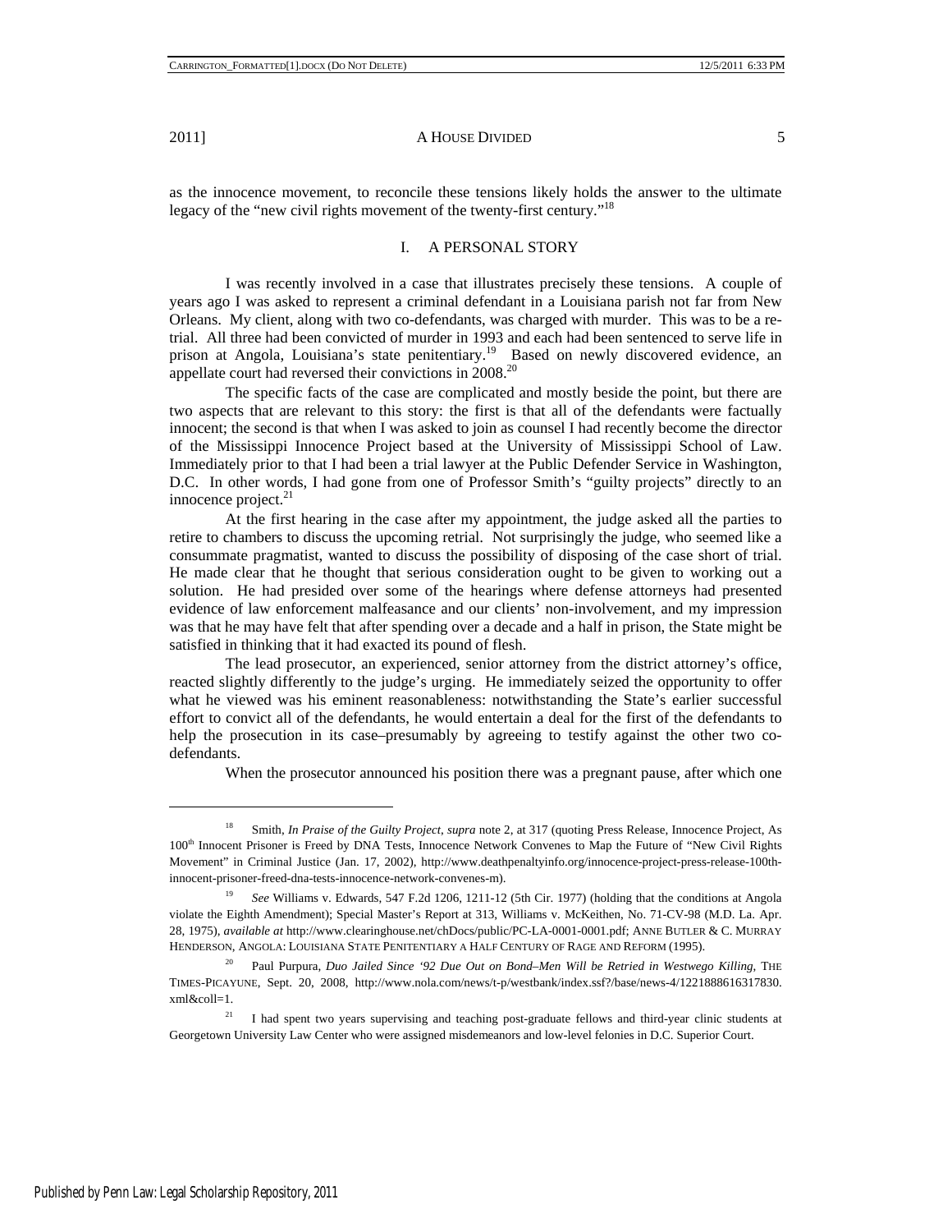as the innocence movement, to reconcile these tensions likely holds the answer to the ultimate legacy of the "new civil rights movement of the twenty-first century."[18]

## I. A PERSONAL STORY

I was recently involved in a case that illustrates precisely these tensions. A couple of years ago I was asked to represent a criminal defendant in a Louisiana parish not far from New Orleans. My client, along with two co-defendants, was charged with murder. This was to be a re-trial. All three had been convicted of murder in 1993 and each had been sentenced to serve life in prison at Angola, Louisiana's state penitentiary.[19] Based on newly discovered evidence, an appellate court had reversed their convictions in 2008.[20]

The specific facts of the case are complicated and mostly beside the point, but there are two aspects that are relevant to this story: the first is that all of the defendants were factually innocent; the second is that when I was asked to join as counsel I had recently become the director of the Mississippi Innocence Project based at the University of Mississippi School of Law. Immediately prior to that I had been a trial lawyer at the Public Defender Service in Washington, D.C. In other words, I had gone from one of Professor Smith's "guilty projects" directly to an innocence project.[21]

At the first hearing in the case after my appointment, the judge asked all the parties to retire to chambers to discuss the upcoming retrial. Not surprisingly the judge, who seemed like a consummate pragmatist, wanted to discuss the possibility of disposing of the case short of trial. He made clear that he thought that serious consideration ought to be given to working out a solution. He had presided over some of the hearings where defense attorneys had presented evidence of law enforcement malfeasance and our clients' non-involvement, and my impression was that he may have felt that after spending over a decade and a half in prison, the State might be satisfied in thinking that it had exacted its pound of flesh.

The lead prosecutor, an experienced, senior attorney from the district attorney's office, reacted slightly differently to the judge's urging. He immediately seized the opportunity to offer what he viewed was his eminent reasonableness: notwithstanding the State's earlier successful effort to convict all of the defendants, he would entertain a deal for the first of the defendants to help the prosecution in its case–presumably by agreeing to testify against the other two co-defendants.

When the prosecutor announced his position there was a pregnant pause, after which one

---

[18] Smith, *In Praise of the Guilty Project*, *supra* note 2, at 317 (quoting Press Release, Innocence Project, As 100th Innocent Prisoner is Freed by DNA Tests, Innocence Network Convenes to Map the Future of "New Civil Rights Movement" in Criminal Justice (Jan. 17, 2002), http://www.deathpenaltyinfo.org/innocence-project-press-release-100th-innocent-prisoner-freed-dna-tests-innocence-network-convenes-m).

[19] *See* Williams v. Edwards, 547 F.2d 1206, 1211-12 (5th Cir. 1977) (holding that the conditions at Angola violate the Eighth Amendment); Special Master's Report at 313, Williams v. McKeithen, No. 71-CV-98 (M.D. La. Apr. 28, 1975), *available at* http://www.clearinghouse.net/chDocs/public/PC-LA-0001-0001.pdf; ANNE BUTLER & C. MURRAY HENDERSON, ANGOLA: LOUISIANA STATE PENITENTIARY A HALF CENTURY OF RAGE AND REFORM (1995).

[20] Paul Purpura, *Duo Jailed Since '92 Due Out on Bond–Men Will be Retried in Westwego Killing*, THE TIMES-PICAYUNE, Sept. 20, 2008, http://www.nola.com/news/t-p/westbank/index.ssf?/base/news-4/1221888616317830.xml&coll=1.

[21] I had spent two years supervising and teaching post-graduate fellows and third-year clinic students at Georgetown University Law Center who were assigned misdemeanors and low-level felonies in D.C. Superior Court.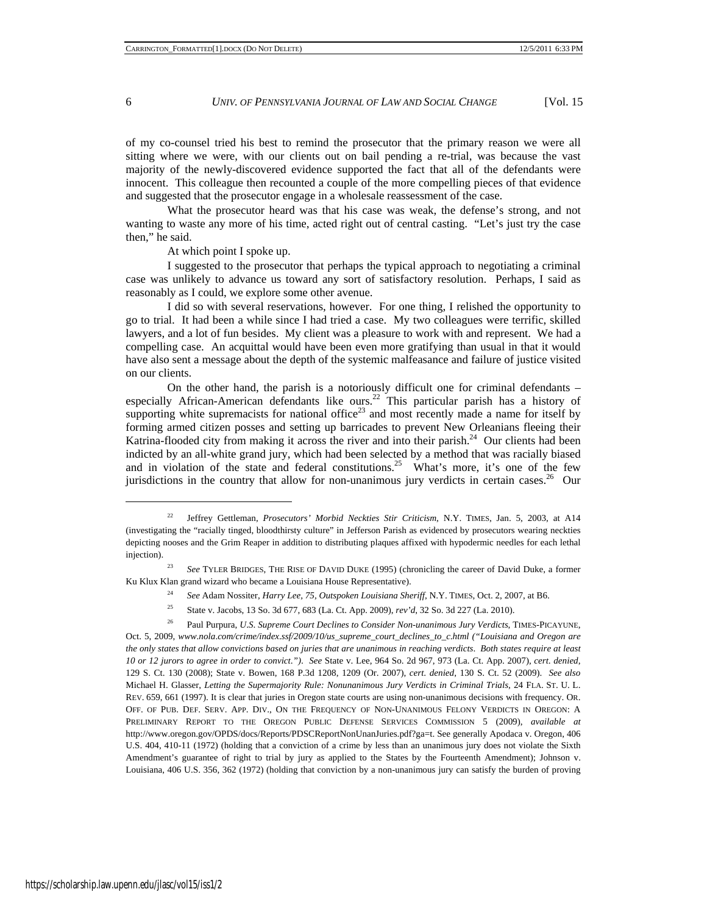of my co-counsel tried his best to remind the prosecutor that the primary reason we were all sitting where we were, with our clients out on bail pending a re-trial, was because the vast majority of the newly-discovered evidence supported the fact that all of the defendants were innocent. This colleague then recounted a couple of the more compelling pieces of that evidence and suggested that the prosecutor engage in a wholesale reassessment of the case.

What the prosecutor heard was that his case was weak, the defense's strong, and not wanting to waste any more of his time, acted right out of central casting. "Let's just try the case then," he said.

At which point I spoke up.

I suggested to the prosecutor that perhaps the typical approach to negotiating a criminal case was unlikely to advance us toward any sort of satisfactory resolution. Perhaps, I said as reasonably as I could, we explore some other avenue.

I did so with several reservations, however. For one thing, I relished the opportunity to go to trial. It had been a while since I had tried a case. My two colleagues were terrific, skilled lawyers, and a lot of fun besides. My client was a pleasure to work with and represent. We had a compelling case. An acquittal would have been even more gratifying than usual in that it would have also sent a message about the depth of the systemic malfeasance and failure of justice visited on our clients.

On the other hand, the parish is a notoriously difficult one for criminal defendants – especially African-American defendants like ours.[22] This particular parish has a history of supporting white supremacists for national office[23] and most recently made a name for itself by forming armed citizen posses and setting up barricades to prevent New Orleanians fleeing their Katrina-flooded city from making it across the river and into their parish.[24] Our clients had been indicted by an all-white grand jury, which had been selected by a method that was racially biased and in violation of the state and federal constitutions.[25] What's more, it's one of the few jurisdictions in the country that allow for non-unanimous jury verdicts in certain cases.[26] Our

---

[22] Jeffrey Gettleman, *Prosecutors' Morbid Neckties Stir Criticism*, N.Y. TIMES, Jan. 5, 2003, at A14 (investigating the "racially tinged, bloodthirsty culture" in Jefferson Parish as evidenced by prosecutors wearing neckties depicting nooses and the Grim Reaper in addition to distributing plaques affixed with hypodermic needles for each lethal injection).

[23] *See* TYLER BRIDGES, THE RISE OF DAVID DUKE (1995) (chronicling the career of David Duke, a former Ku Klux Klan grand wizard who became a Louisiana House Representative).

[24] *See* Adam Nossiter, *Harry Lee, 75, Outspoken Louisiana Sheriff*, N.Y. TIMES, Oct. 2, 2007, at B6.

[25] State v. Jacobs, 13 So. 3d 677, 683 (La. Ct. App. 2009), *rev'd*, 32 So. 3d 227 (La. 2010).

[26] Paul Purpura, *U.S. Supreme Court Declines to Consider Non-unanimous Jury Verdicts*, TIMES-PICAYUNE, Oct. 5, 2009, *www.nola.com/crime/index.ssf/2009/10/us_supreme_court_declines_to_c.html ("Louisiana and Oregon are the only states that allow convictions based on juries that are unanimous in reaching verdicts. Both states require at least 10 or 12 jurors to agree in order to convict.")*. *See* State v. Lee, 964 So. 2d 967, 973 (La. Ct. App. 2007), *cert. denied*, 129 S. Ct. 130 (2008); State v. Bowen, 168 P.3d 1208, 1209 (Or. 2007), *cert. denied*, 130 S. Ct. 52 (2009). *See also* Michael H. Glasser, *Letting the Supermajority Rule: Nonunanimous Jury Verdicts in Criminal Trials*, 24 FLA. ST. U. L. REV. 659, 661 (1997). It is clear that juries in Oregon state courts are using non-unanimous decisions with frequency. OR. OFF. OF PUB. DEF. SERV. APP. DIV., ON THE FREQUENCY OF NON-UNANIMOUS FELONY VERDICTS IN OREGON: A PRELIMINARY REPORT TO THE OREGON PUBLIC DEFENSE SERVICES COMMISSION 5 (2009), *available at* http://www.oregon.gov/OPDS/docs/Reports/PDSCReportNonUnanJuries.pdf?ga=t. See generally Apodaca v. Oregon, 406 U.S. 404, 410-11 (1972) (holding that a conviction of a crime by less than an unanimous jury does not violate the Sixth Amendment's guarantee of right to trial by jury as applied to the States by the Fourteenth Amendment); Johnson v. Louisiana, 406 U.S. 356, 362 (1972) (holding that conviction by a non-unanimous jury can satisfy the burden of proving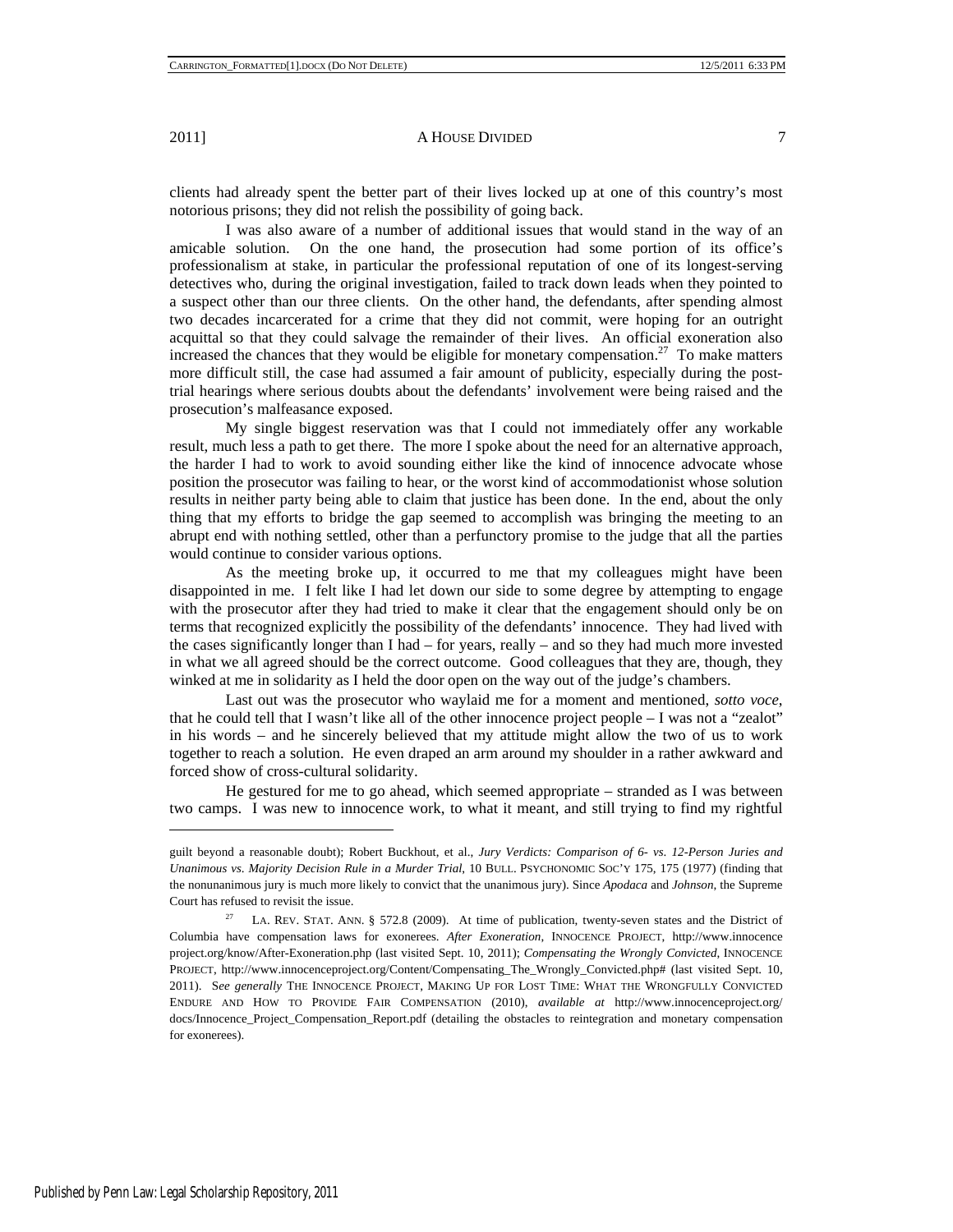clients had already spent the better part of their lives locked up at one of this country's most notorious prisons; they did not relish the possibility of going back.

I was also aware of a number of additional issues that would stand in the way of an amicable solution. On the one hand, the prosecution had some portion of its office's professionalism at stake, in particular the professional reputation of one of its longest-serving detectives who, during the original investigation, failed to track down leads when they pointed to a suspect other than our three clients. On the other hand, the defendants, after spending almost two decades incarcerated for a crime that they did not commit, were hoping for an outright acquittal so that they could salvage the remainder of their lives. An official exoneration also increased the chances that they would be eligible for monetary compensation.[27] To make matters more difficult still, the case had assumed a fair amount of publicity, especially during the post-trial hearings where serious doubts about the defendants' involvement were being raised and the prosecution's malfeasance exposed.

My single biggest reservation was that I could not immediately offer any workable result, much less a path to get there. The more I spoke about the need for an alternative approach, the harder I had to work to avoid sounding either like the kind of innocence advocate whose position the prosecutor was failing to hear, or the worst kind of accommodationist whose solution results in neither party being able to claim that justice has been done. In the end, about the only thing that my efforts to bridge the gap seemed to accomplish was bringing the meeting to an abrupt end with nothing settled, other than a perfunctory promise to the judge that all the parties would continue to consider various options.

As the meeting broke up, it occurred to me that my colleagues might have been disappointed in me. I felt like I had let down our side to some degree by attempting to engage with the prosecutor after they had tried to make it clear that the engagement should only be on terms that recognized explicitly the possibility of the defendants' innocence. They had lived with the cases significantly longer than I had – for years, really – and so they had much more invested in what we all agreed should be the correct outcome. Good colleagues that they are, though, they winked at me in solidarity as I held the door open on the way out of the judge's chambers.

Last out was the prosecutor who waylaid me for a moment and mentioned, *sotto voce*, that he could tell that I wasn't like all of the other innocence project people – I was not a "zealot" in his words – and he sincerely believed that my attitude might allow the two of us to work together to reach a solution. He even draped an arm around my shoulder in a rather awkward and forced show of cross-cultural solidarity.

He gestured for me to go ahead, which seemed appropriate – stranded as I was between two camps. I was new to innocence work, to what it meant, and still trying to find my rightful

---

guilt beyond a reasonable doubt); Robert Buckhout, et al., *Jury Verdicts: Comparison of 6- vs. 12-Person Juries and Unanimous vs. Majority Decision Rule in a Murder Trial*, 10 BULL. PSYCHONOMIC SOC'Y 175, 175 (1977) (finding that the nonunanimous jury is much more likely to convict that the unanimous jury). Since *Apodaca* and *Johnson*, the Supreme Court has refused to revisit the issue.

[27] LA. REV. STAT. ANN. § 572.8 (2009). At time of publication, twenty-seven states and the District of Columbia have compensation laws for exonerees. *After Exoneration*, INNOCENCE PROJECT, http://www.innocenceproject.org/know/After-Exoneration.php (last visited Sept. 10, 2011); *Compensating the Wrongly Convicted*, INNOCENCE PROJECT, http://www.innocenceproject.org/Content/Compensating_The_Wrongly_Convicted.php# (last visited Sept. 10, 2011). *See generally* THE INNOCENCE PROJECT, MAKING UP FOR LOST TIME: WHAT THE WRONGFULLY CONVICTED ENDURE AND HOW TO PROVIDE FAIR COMPENSATION (2010), *available at* http://www.innocenceproject.org/docs/Innocence_Project_Compensation_Report.pdf (detailing the obstacles to reintegration and monetary compensation for exonerees).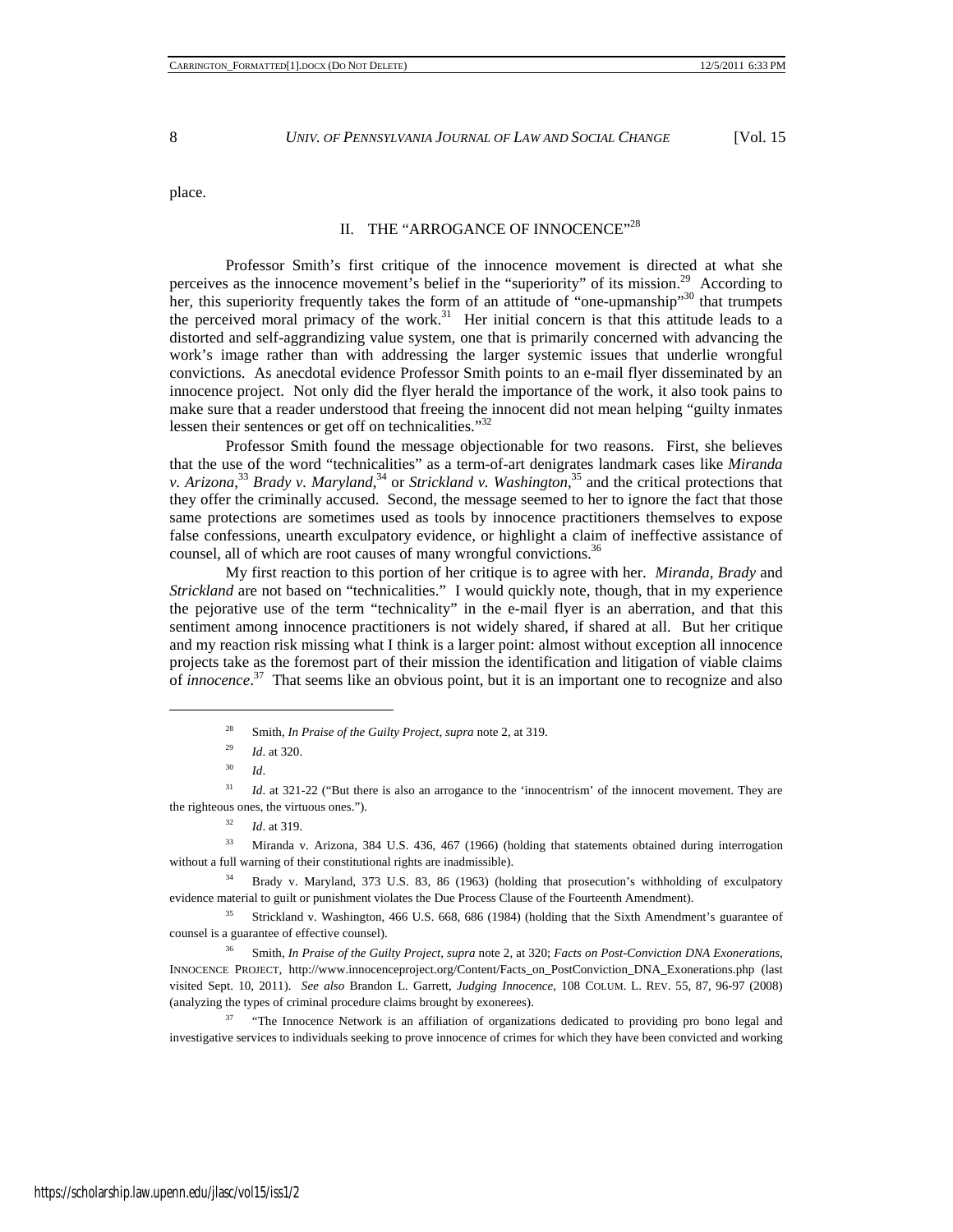place.

## II. THE "ARROGANCE OF INNOCENCE"[28]

Professor Smith's first critique of the innocence movement is directed at what she perceives as the innocence movement's belief in the "superiority" of its mission.[29] According to her, this superiority frequently takes the form of an attitude of "one-upmanship"[30] that trumpets the perceived moral primacy of the work.[31] Her initial concern is that this attitude leads to a distorted and self-aggrandizing value system, one that is primarily concerned with advancing the work's image rather than with addressing the larger systemic issues that underlie wrongful convictions. As anecdotal evidence Professor Smith points to an e-mail flyer disseminated by an innocence project. Not only did the flyer herald the importance of the work, it also took pains to make sure that a reader understood that freeing the innocent did not mean helping "guilty inmates lessen their sentences or get off on technicalities."[32]

Professor Smith found the message objectionable for two reasons. First, she believes that the use of the word "technicalities" as a term-of-art denigrates landmark cases like *Miranda v. Arizona*,[33] *Brady v. Maryland*,[34] or *Strickland v. Washington*,[35] and the critical protections that they offer the criminally accused. Second, the message seemed to her to ignore the fact that those same protections are sometimes used as tools by innocence practitioners themselves to expose false confessions, unearth exculpatory evidence, or highlight a claim of ineffective assistance of counsel, all of which are root causes of many wrongful convictions.[36]

My first reaction to this portion of her critique is to agree with her. *Miranda*, *Brady* and *Strickland* are not based on "technicalities." I would quickly note, though, that in my experience the pejorative use of the term "technicality" in the e-mail flyer is an aberration, and that this sentiment among innocence practitioners is not widely shared, if shared at all. But her critique and my reaction risk missing what I think is a larger point: almost without exception all innocence projects take as the foremost part of their mission the identification and litigation of viable claims of *innocence*.[37] That seems like an obvious point, but it is an important one to recognize and also

---

[28] Smith, *In Praise of the Guilty Project*, *supra* note 2, at 319.

[29] *Id*. at 320.

[30] *Id*.

[31] *Id*. at 321-22 ("But there is also an arrogance to the 'innocentrism' of the innocent movement. They are the righteous ones, the virtuous ones.").

[32] *Id*. at 319.

[33] Miranda v. Arizona, 384 U.S. 436, 467 (1966) (holding that statements obtained during interrogation without a full warning of their constitutional rights are inadmissible).

[34] Brady v. Maryland, 373 U.S. 83, 86 (1963) (holding that prosecution's withholding of exculpatory evidence material to guilt or punishment violates the Due Process Clause of the Fourteenth Amendment).

[35] Strickland v. Washington, 466 U.S. 668, 686 (1984) (holding that the Sixth Amendment's guarantee of counsel is a guarantee of effective counsel).

[36] Smith, *In Praise of the Guilty Project*, *supra* note 2, at 320; *Facts on Post-Conviction DNA Exonerations*, INNOCENCE PROJECT, http://www.innocenceproject.org/Content/Facts_on_PostConviction_DNA_Exonerations.php (last visited Sept. 10, 2011). *See also* Brandon L. Garrett, *Judging Innocence*, 108 COLUM. L. REV. 55, 87, 96-97 (2008) (analyzing the types of criminal procedure claims brought by exonerees).

[37] "The Innocence Network is an affiliation of organizations dedicated to providing pro bono legal and investigative services to individuals seeking to prove innocence of crimes for which they have been convicted and working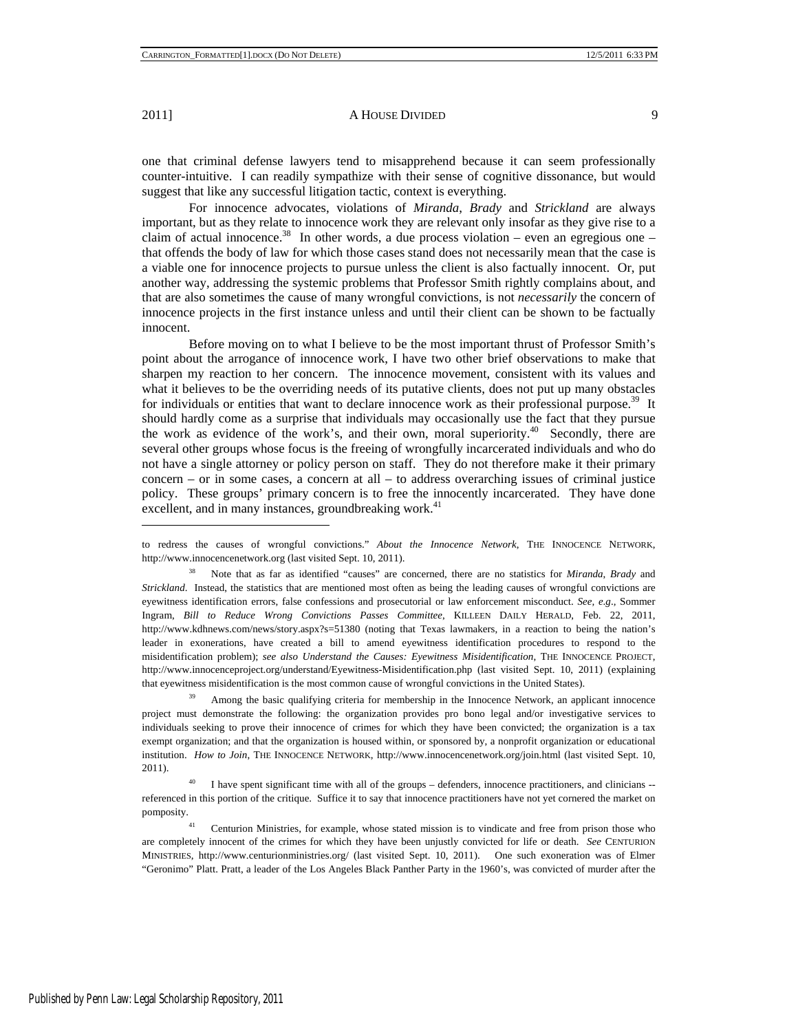one that criminal defense lawyers tend to misapprehend because it can seem professionally counter-intuitive. I can readily sympathize with their sense of cognitive dissonance, but would suggest that like any successful litigation tactic, context is everything.

For innocence advocates, violations of *Miranda*, *Brady* and *Strickland* are always important, but as they relate to innocence work they are relevant only insofar as they give rise to a claim of actual innocence.[38] In other words, a due process violation – even an egregious one – that offends the body of law for which those cases stand does not necessarily mean that the case is a viable one for innocence projects to pursue unless the client is also factually innocent. Or, put another way, addressing the systemic problems that Professor Smith rightly complains about, and that are also sometimes the cause of many wrongful convictions, is not *necessarily* the concern of innocence projects in the first instance unless and until their client can be shown to be factually innocent.

Before moving on to what I believe to be the most important thrust of Professor Smith's point about the arrogance of innocence work, I have two other brief observations to make that sharpen my reaction to her concern. The innocence movement, consistent with its values and what it believes to be the overriding needs of its putative clients, does not put up many obstacles for individuals or entities that want to declare innocence work as their professional purpose.[39] It should hardly come as a surprise that individuals may occasionally use the fact that they pursue the work as evidence of the work's, and their own, moral superiority.[40] Secondly, there are several other groups whose focus is the freeing of wrongfully incarcerated individuals and who do not have a single attorney or policy person on staff. They do not therefore make it their primary concern – or in some cases, a concern at all – to address overarching issues of criminal justice policy. These groups' primary concern is to free the innocently incarcerated. They have done excellent, and in many instances, groundbreaking work.[41]

---

to redress the causes of wrongful convictions." *About the Innocence Network*, THE INNOCENCE NETWORK, http://www.innocencenetwork.org (last visited Sept. 10, 2011).

[38] Note that as far as identified "causes" are concerned, there are no statistics for *Miranda*, *Brady* and *Strickland*. Instead, the statistics that are mentioned most often as being the leading causes of wrongful convictions are eyewitness identification errors, false confessions and prosecutorial or law enforcement misconduct. *See, e.g*., Sommer Ingram, *Bill to Reduce Wrong Convictions Passes Committee*, KILLEEN DAILY HERALD, Feb. 22, 2011, http://www.kdhnews.com/news/story.aspx?s=51380 (noting that Texas lawmakers, in a reaction to being the nation's leader in exonerations, have created a bill to amend eyewitness identification procedures to respond to the misidentification problem); *see also Understand the Causes: Eyewitness Misidentification*, THE INNOCENCE PROJECT, http://www.innocenceproject.org/understand/Eyewitness-Misidentification.php (last visited Sept. 10, 2011) (explaining that eyewitness misidentification is the most common cause of wrongful convictions in the United States).

[39] Among the basic qualifying criteria for membership in the Innocence Network, an applicant innocence project must demonstrate the following: the organization provides pro bono legal and/or investigative services to individuals seeking to prove their innocence of crimes for which they have been convicted; the organization is a tax exempt organization; and that the organization is housed within, or sponsored by, a nonprofit organization or educational institution. *How to Join*, THE INNOCENCE NETWORK, http://www.innocencenetwork.org/join.html (last visited Sept. 10, 2011).

[40] I have spent significant time with all of the groups – defenders, innocence practitioners, and clinicians -- referenced in this portion of the critique. Suffice it to say that innocence practitioners have not yet cornered the market on pomposity.

[41] Centurion Ministries, for example, whose stated mission is to vindicate and free from prison those who are completely innocent of the crimes for which they have been unjustly convicted for life or death. *See* CENTURION MINISTRIES, http://www.centurionministries.org/ (last visited Sept. 10, 2011). One such exoneration was of Elmer "Geronimo" Platt. Pratt, a leader of the Los Angeles Black Panther Party in the 1960's, was convicted of murder after the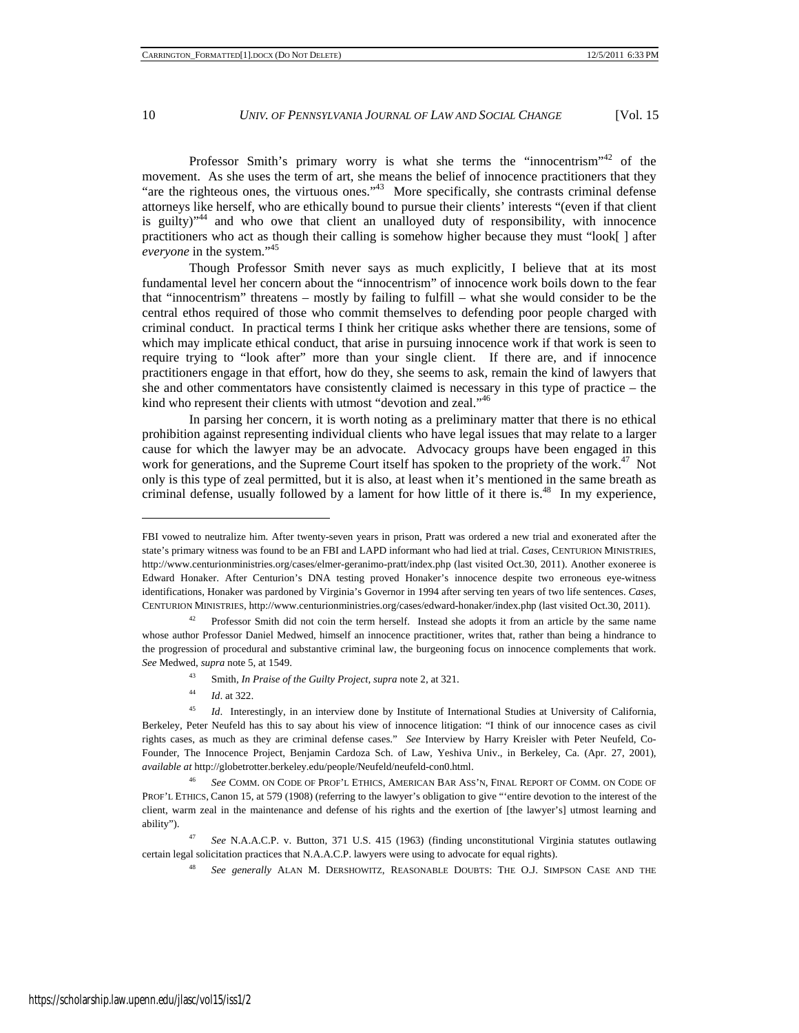Professor Smith's primary worry is what she terms the "innocentrism"[42] of the movement. As she uses the term of art, she means the belief of innocence practitioners that they "are the righteous ones, the virtuous ones."[43] More specifically, she contrasts criminal defense attorneys like herself, who are ethically bound to pursue their clients' interests "(even if that client is guilty)"[44] and who owe that client an unalloyed duty of responsibility, with innocence practitioners who act as though their calling is somehow higher because they must "look[ ] after *everyone* in the system."[45]

Though Professor Smith never says as much explicitly, I believe that at its most fundamental level her concern about the "innocentrism" of innocence work boils down to the fear that "innocentrism" threatens – mostly by failing to fulfill – what she would consider to be the central ethos required of those who commit themselves to defending poor people charged with criminal conduct. In practical terms I think her critique asks whether there are tensions, some of which may implicate ethical conduct, that arise in pursuing innocence work if that work is seen to require trying to "look after" more than your single client. If there are, and if innocence practitioners engage in that effort, how do they, she seems to ask, remain the kind of lawyers that she and other commentators have consistently claimed is necessary in this type of practice – the kind who represent their clients with utmost "devotion and zeal."[46]

In parsing her concern, it is worth noting as a preliminary matter that there is no ethical prohibition against representing individual clients who have legal issues that may relate to a larger cause for which the lawyer may be an advocate. Advocacy groups have been engaged in this work for generations, and the Supreme Court itself has spoken to the propriety of the work.[47] Not only is this type of zeal permitted, but it is also, at least when it's mentioned in the same breath as criminal defense, usually followed by a lament for how little of it there is.[48] In my experience,

---

FBI vowed to neutralize him. After twenty-seven years in prison, Pratt was ordered a new trial and exonerated after the state's primary witness was found to be an FBI and LAPD informant who had lied at trial. *Cases*, CENTURION MINISTRIES, http://www.centurionministries.org/cases/elmer-geranimo-pratt/index.php (last visited Oct.30, 2011). Another exoneree is Edward Honaker. After Centurion's DNA testing proved Honaker's innocence despite two erroneous eye-witness identifications, Honaker was pardoned by Virginia's Governor in 1994 after serving ten years of two life sentences. *Cases*, CENTURION MINISTRIES, http://www.centurionministries.org/cases/edward-honaker/index.php (last visited Oct.30, 2011).

[42] Professor Smith did not coin the term herself. Instead she adopts it from an article by the same name whose author Professor Daniel Medwed, himself an innocence practitioner, writes that, rather than being a hindrance to the progression of procedural and substantive criminal law, the burgeoning focus on innocence complements that work. *See* Medwed, *supra* note 5, at 1549.

[43] Smith, *In Praise of the Guilty Project*, *supra* note 2, at 321.

[44] *Id*. at 322.

[45] *Id*. Interestingly, in an interview done by Institute of International Studies at University of California, Berkeley, Peter Neufeld has this to say about his view of innocence litigation: "I think of our innocence cases as civil rights cases, as much as they are criminal defense cases." *See* Interview by Harry Kreisler with Peter Neufeld, Co-Founder, The Innocence Project, Benjamin Cardoza Sch. of Law, Yeshiva Univ., in Berkeley, Ca. (Apr. 27, 2001), *available at* http://globetrotter.berkeley.edu/people/Neufeld/neufeld-con0.html.

[46] *See* COMM. ON CODE OF PROF'L ETHICS, AMERICAN BAR ASS'N, FINAL REPORT OF COMM. ON CODE OF PROF'L ETHICS, Canon 15, at 579 (1908) (referring to the lawyer's obligation to give "'entire devotion to the interest of the client, warm zeal in the maintenance and defense of his rights and the exertion of [the lawyer's] utmost learning and ability").

[47] *See* N.A.A.C.P. v. Button, 371 U.S. 415 (1963) (finding unconstitutional Virginia statutes outlawing certain legal solicitation practices that N.A.A.C.P. lawyers were using to advocate for equal rights).

[48] *See generally* ALAN M. DERSHOWITZ, REASONABLE DOUBTS: THE O.J. SIMPSON CASE AND THE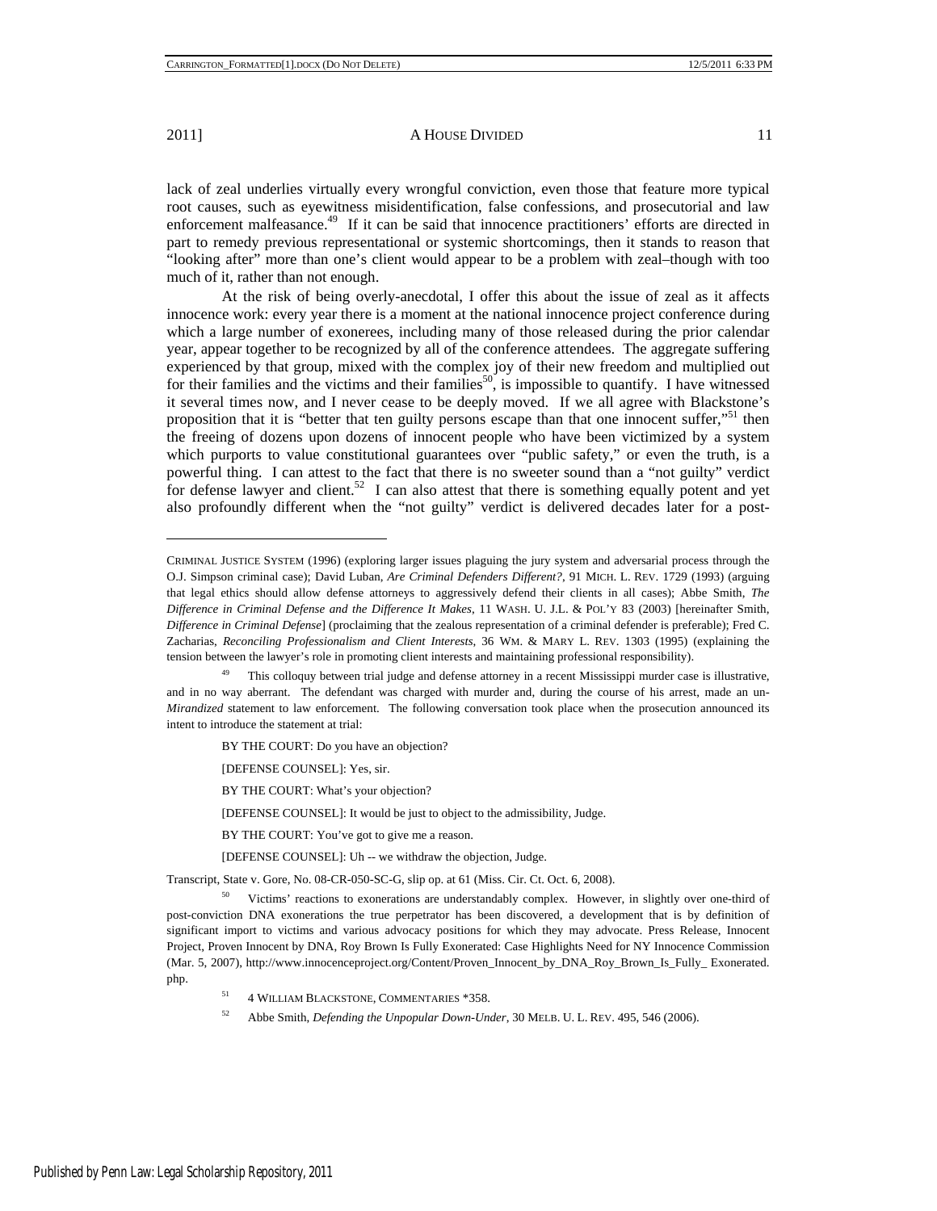lack of zeal underlies virtually every wrongful conviction, even those that feature more typical root causes, such as eyewitness misidentification, false confessions, and prosecutorial and law enforcement malfeasance.[49] If it can be said that innocence practitioners' efforts are directed in part to remedy previous representational or systemic shortcomings, then it stands to reason that "looking after" more than one's client would appear to be a problem with zeal–though with too much of it, rather than not enough.

At the risk of being overly-anecdotal, I offer this about the issue of zeal as it affects innocence work: every year there is a moment at the national innocence project conference during which a large number of exonerees, including many of those released during the prior calendar year, appear together to be recognized by all of the conference attendees. The aggregate suffering experienced by that group, mixed with the complex joy of their new freedom and multiplied out for their families and the victims and their families[50], is impossible to quantify. I have witnessed it several times now, and I never cease to be deeply moved. If we all agree with Blackstone's proposition that it is "better that ten guilty persons escape than that one innocent suffer,"[51] then the freeing of dozens upon dozens of innocent people who have been victimized by a system which purports to value constitutional guarantees over "public safety," or even the truth, is a powerful thing. I can attest to the fact that there is no sweeter sound than a "not guilty" verdict for defense lawyer and client.[52] I can also attest that there is something equally potent and yet also profoundly different when the "not guilty" verdict is delivered decades later for a post-

---

CRIMINAL JUSTICE SYSTEM (1996) (exploring larger issues plaguing the jury system and adversarial process through the O.J. Simpson criminal case); David Luban, *Are Criminal Defenders Different?*, 91 MICH. L. REV. 1729 (1993) (arguing that legal ethics should allow defense attorneys to aggressively defend their clients in all cases); Abbe Smith, *The Difference in Criminal Defense and the Difference It Makes*, 11 WASH. U. J.L. & POL'Y 83 (2003) [hereinafter Smith, *Difference in Criminal Defense*] (proclaiming that the zealous representation of a criminal defender is preferable); Fred C. Zacharias, *Reconciling Professionalism and Client Interests*, 36 WM. & MARY L. REV. 1303 (1995) (explaining the tension between the lawyer's role in promoting client interests and maintaining professional responsibility).

[49] This colloquy between trial judge and defense attorney in a recent Mississippi murder case is illustrative, and in no way aberrant. The defendant was charged with murder and, during the course of his arrest, made an un-*Mirandized* statement to law enforcement. The following conversation took place when the prosecution announced its intent to introduce the statement at trial:

> BY THE COURT: Do you have an objection?
>
> [DEFENSE COUNSEL]: Yes, sir.
>
> BY THE COURT: What's your objection?
>
> [DEFENSE COUNSEL]: It would be just to object to the admissibility, Judge.
>
> BY THE COURT: You've got to give me a reason.
>
> [DEFENSE COUNSEL]: Uh -- we withdraw the objection, Judge.

Transcript, State v. Gore, No. 08-CR-050-SC-G, slip op. at 61 (Miss. Cir. Ct. Oct. 6, 2008).

[50] Victims' reactions to exonerations are understandably complex. However, in slightly over one-third of post-conviction DNA exonerations the true perpetrator has been discovered, a development that is by definition of significant import to victims and various advocacy positions for which they may advocate. Press Release, Innocent Project, Proven Innocent by DNA, Roy Brown Is Fully Exonerated: Case Highlights Need for NY Innocence Commission (Mar. 5, 2007), http://www.innocenceproject.org/Content/Proven_Innocent_by_DNA_Roy_Brown_Is_Fully_ Exonerated.php.

[51] 4 WILLIAM BLACKSTONE, COMMENTARIES *358.

[52] Abbe Smith, *Defending the Unpopular Down-Under*, 30 MELB. U. L. REV. 495, 546 (2006).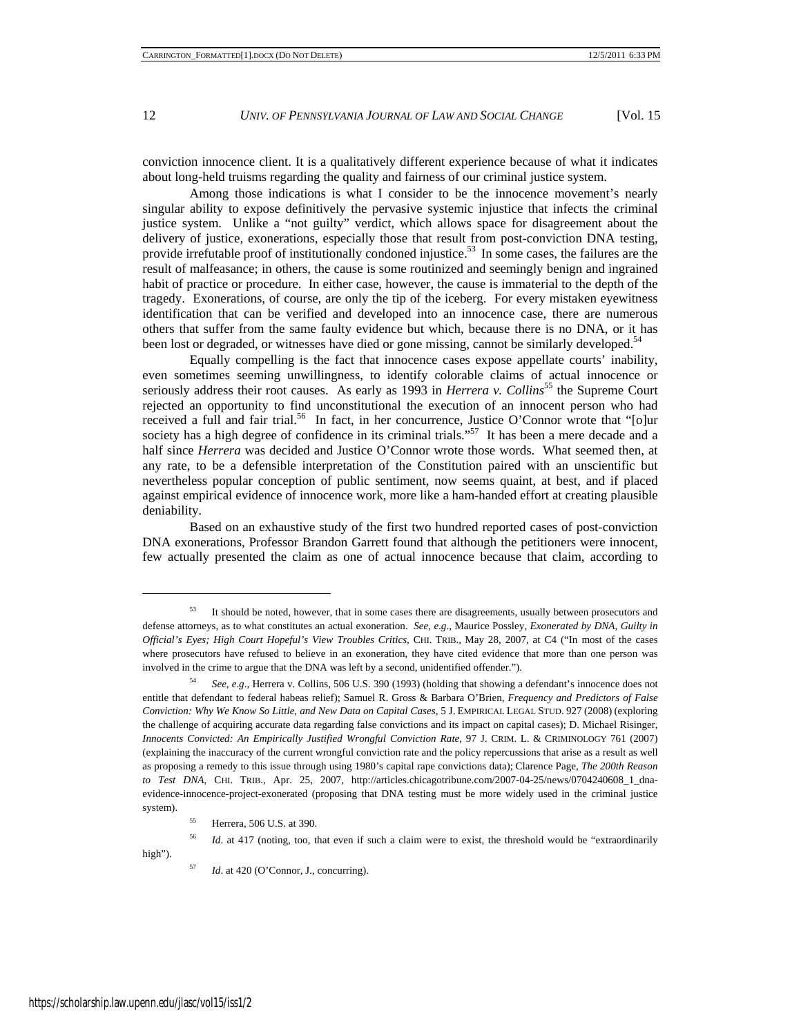conviction innocence client. It is a qualitatively different experience because of what it indicates about long-held truisms regarding the quality and fairness of our criminal justice system.

Among those indications is what I consider to be the innocence movement's nearly singular ability to expose definitively the pervasive systemic injustice that infects the criminal justice system. Unlike a "not guilty" verdict, which allows space for disagreement about the delivery of justice, exonerations, especially those that result from post-conviction DNA testing, provide irrefutable proof of institutionally condoned injustice.[53] In some cases, the failures are the result of malfeasance; in others, the cause is some routinized and seemingly benign and ingrained habit of practice or procedure. In either case, however, the cause is immaterial to the depth of the tragedy. Exonerations, of course, are only the tip of the iceberg. For every mistaken eyewitness identification that can be verified and developed into an innocence case, there are numerous others that suffer from the same faulty evidence but which, because there is no DNA, or it has been lost or degraded, or witnesses have died or gone missing, cannot be similarly developed.[54]

Equally compelling is the fact that innocence cases expose appellate courts' inability, even sometimes seeming unwillingness, to identify colorable claims of actual innocence or seriously address their root causes. As early as 1993 in *Herrera v. Collins*[55] the Supreme Court rejected an opportunity to find unconstitutional the execution of an innocent person who had received a full and fair trial.[56] In fact, in her concurrence, Justice O'Connor wrote that "[o]ur society has a high degree of confidence in its criminal trials."[57] It has been a mere decade and a half since *Herrera* was decided and Justice O'Connor wrote those words. What seemed then, at any rate, to be a defensible interpretation of the Constitution paired with an unscientific but nevertheless popular conception of public sentiment, now seems quaint, at best, and if placed against empirical evidence of innocence work, more like a ham-handed effort at creating plausible deniability.

Based on an exhaustive study of the first two hundred reported cases of post-conviction DNA exonerations, Professor Brandon Garrett found that although the petitioners were innocent, few actually presented the claim as one of actual innocence because that claim, according to

---

[53] It should be noted, however, that in some cases there are disagreements, usually between prosecutors and defense attorneys, as to what constitutes an actual exoneration. *See, e.g*., Maurice Possley, *Exonerated by DNA, Guilty in Official's Eyes; High Court Hopeful's View Troubles Critics*, CHI. TRIB., May 28, 2007, at C4 ("In most of the cases where prosecutors have refused to believe in an exoneration, they have cited evidence that more than one person was involved in the crime to argue that the DNA was left by a second, unidentified offender.").

[54] *See, e.g*., Herrera v. Collins, 506 U.S. 390 (1993) (holding that showing a defendant's innocence does not entitle that defendant to federal habeas relief); Samuel R. Gross & Barbara O'Brien, *Frequency and Predictors of False Conviction: Why We Know So Little, and New Data on Capital Cases*, 5 J. EMPIRICAL LEGAL STUD. 927 (2008) (exploring the challenge of acquiring accurate data regarding false convictions and its impact on capital cases); D. Michael Risinger, *Innocents Convicted: An Empirically Justified Wrongful Conviction Rate*, 97 J. CRIM. L. & CRIMINOLOGY 761 (2007) (explaining the inaccuracy of the current wrongful conviction rate and the policy repercussions that arise as a result as well as proposing a remedy to this issue through using 1980's capital rape convictions data); Clarence Page, *The 200th Reason to Test DNA*, CHI. TRIB., Apr. 25, 2007, http://articles.chicagotribune.com/2007-04-25/news/0704240608_1_dna-evidence-innocence-project-exonerated (proposing that DNA testing must be more widely used in the criminal justice system).

[55] Herrera, 506 U.S. at 390.

[56] *Id*. at 417 (noting, too, that even if such a claim were to exist, the threshold would be "extraordinarily high").

[57] *Id*. at 420 (O'Connor, J., concurring).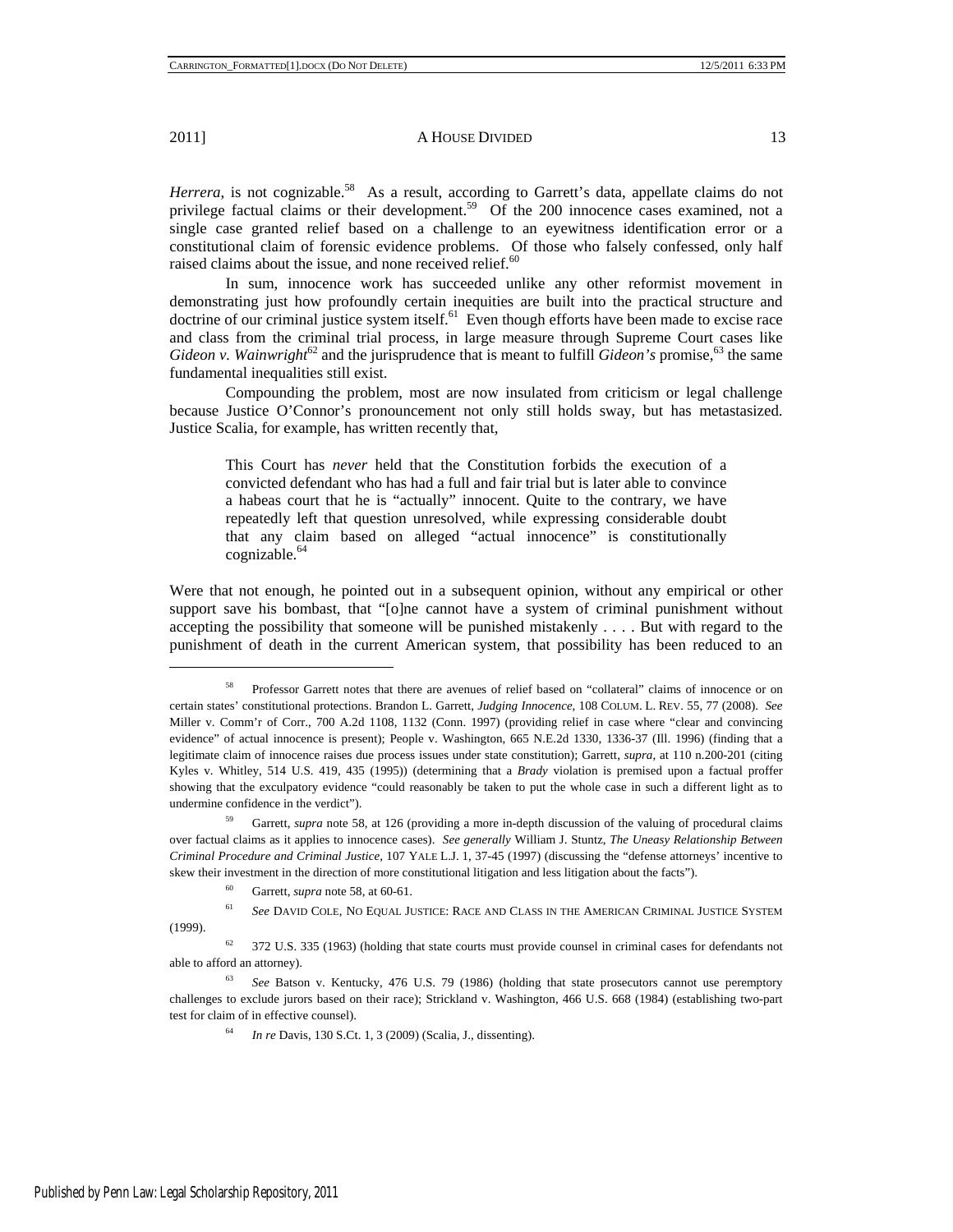*Herrera*, is not cognizable.[58] As a result, according to Garrett's data, appellate claims do not privilege factual claims or their development.[59] Of the 200 innocence cases examined, not a single case granted relief based on a challenge to an eyewitness identification error or a constitutional claim of forensic evidence problems. Of those who falsely confessed, only half raised claims about the issue, and none received relief.[60]

In sum, innocence work has succeeded unlike any other reformist movement in demonstrating just how profoundly certain inequities are built into the practical structure and doctrine of our criminal justice system itself.[61] Even though efforts have been made to excise race and class from the criminal trial process, in large measure through Supreme Court cases like *Gideon v. Wainwright*[62] and the jurisprudence that is meant to fulfill *Gideon's* promise,[63] the same fundamental inequalities still exist.

Compounding the problem, most are now insulated from criticism or legal challenge because Justice O'Connor's pronouncement not only still holds sway, but has metastasized. Justice Scalia, for example, has written recently that,

> This Court has *never* held that the Constitution forbids the execution of a convicted defendant who has had a full and fair trial but is later able to convince a habeas court that he is "actually" innocent. Quite to the contrary, we have repeatedly left that question unresolved, while expressing considerable doubt that any claim based on alleged "actual innocence" is constitutionally cognizable.[64]

Were that not enough, he pointed out in a subsequent opinion, without any empirical or other support save his bombast, that "[o]ne cannot have a system of criminal punishment without accepting the possibility that someone will be punished mistakenly . . . . But with regard to the punishment of death in the current American system, that possibility has been reduced to an

---

[58] Professor Garrett notes that there are avenues of relief based on "collateral" claims of innocence or on certain states' constitutional protections. Brandon L. Garrett, *Judging Innocence*, 108 COLUM. L. REV. 55, 77 (2008). *See* Miller v. Comm'r of Corr., 700 A.2d 1108, 1132 (Conn. 1997) (providing relief in case where "clear and convincing evidence" of actual innocence is present); People v. Washington, 665 N.E.2d 1330, 1336-37 (Ill. 1996) (finding that a legitimate claim of innocence raises due process issues under state constitution); Garrett, *supra*, at 110 n.200-201 (citing Kyles v. Whitley, 514 U.S. 419, 435 (1995)) (determining that a *Brady* violation is premised upon a factual proffer showing that the exculpatory evidence "could reasonably be taken to put the whole case in such a different light as to undermine confidence in the verdict").

[59] Garrett, *supra* note 58, at 126 (providing a more in-depth discussion of the valuing of procedural claims over factual claims as it applies to innocence cases). *See generally* William J. Stuntz, *The Uneasy Relationship Between Criminal Procedure and Criminal Justice*, 107 YALE L.J. 1, 37-45 (1997) (discussing the "defense attorneys' incentive to skew their investment in the direction of more constitutional litigation and less litigation about the facts").

[60] Garrett, *supra* note 58, at 60-61.

[61] *See* DAVID COLE, NO EQUAL JUSTICE: RACE AND CLASS IN THE AMERICAN CRIMINAL JUSTICE SYSTEM (1999).

[62] 372 U.S. 335 (1963) (holding that state courts must provide counsel in criminal cases for defendants not able to afford an attorney).

[63] *See* Batson v. Kentucky, 476 U.S. 79 (1986) (holding that state prosecutors cannot use peremptory challenges to exclude jurors based on their race); Strickland v. Washington, 466 U.S. 668 (1984) (establishing two-part test for claim of in effective counsel).

[64] *In re* Davis, 130 S.Ct. 1, 3 (2009) (Scalia, J., dissenting).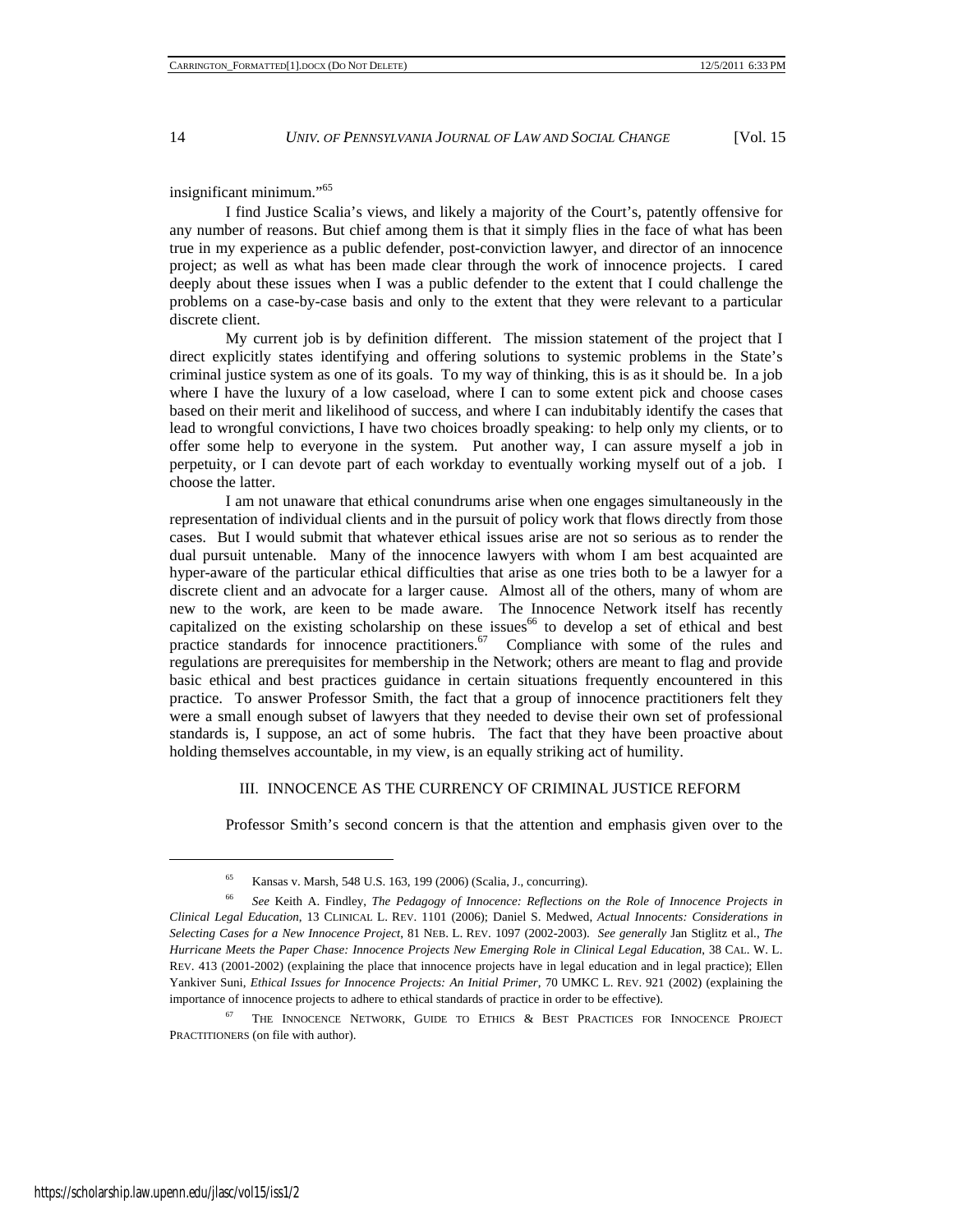insignificant minimum."[65]

I find Justice Scalia's views, and likely a majority of the Court's, patently offensive for any number of reasons. But chief among them is that it simply flies in the face of what has been true in my experience as a public defender, post-conviction lawyer, and director of an innocence project; as well as what has been made clear through the work of innocence projects. I cared deeply about these issues when I was a public defender to the extent that I could challenge the problems on a case-by-case basis and only to the extent that they were relevant to a particular discrete client.

My current job is by definition different. The mission statement of the project that I direct explicitly states identifying and offering solutions to systemic problems in the State's criminal justice system as one of its goals. To my way of thinking, this is as it should be. In a job where I have the luxury of a low caseload, where I can to some extent pick and choose cases based on their merit and likelihood of success, and where I can indubitably identify the cases that lead to wrongful convictions, I have two choices broadly speaking: to help only my clients, or to offer some help to everyone in the system. Put another way, I can assure myself a job in perpetuity, or I can devote part of each workday to eventually working myself out of a job. I choose the latter.

I am not unaware that ethical conundrums arise when one engages simultaneously in the representation of individual clients and in the pursuit of policy work that flows directly from those cases. But I would submit that whatever ethical issues arise are not so serious as to render the dual pursuit untenable. Many of the innocence lawyers with whom I am best acquainted are hyper-aware of the particular ethical difficulties that arise as one tries both to be a lawyer for a discrete client and an advocate for a larger cause. Almost all of the others, many of whom are new to the work, are keen to be made aware. The Innocence Network itself has recently capitalized on the existing scholarship on these issues[66] to develop a set of ethical and best practice standards for innocence practitioners.[67] Compliance with some of the rules and regulations are prerequisites for membership in the Network; others are meant to flag and provide basic ethical and best practices guidance in certain situations frequently encountered in this practice. To answer Professor Smith, the fact that a group of innocence practitioners felt they were a small enough subset of lawyers that they needed to devise their own set of professional standards is, I suppose, an act of some hubris. The fact that they have been proactive about holding themselves accountable, in my view, is an equally striking act of humility.

## III. INNOCENCE AS THE CURRENCY OF CRIMINAL JUSTICE REFORM

Professor Smith's second concern is that the attention and emphasis given over to the

---

[65] Kansas v. Marsh, 548 U.S. 163, 199 (2006) (Scalia, J., concurring).

[66] *See* Keith A. Findley, *The Pedagogy of Innocence: Reflections on the Role of Innocence Projects in Clinical Legal Education*, 13 CLINICAL L. REV. 1101 (2006); Daniel S. Medwed, *Actual Innocents: Considerations in Selecting Cases for a New Innocence Project*, 81 NEB. L. REV. 1097 (2002-2003). *See generally* Jan Stiglitz et al., *The Hurricane Meets the Paper Chase: Innocence Projects New Emerging Role in Clinical Legal Education*, 38 CAL. W. L. REV. 413 (2001-2002) (explaining the place that innocence projects have in legal education and in legal practice); Ellen Yankiver Suni, *Ethical Issues for Innocence Projects: An Initial Primer*, 70 UMKC L. REV. 921 (2002) (explaining the importance of innocence projects to adhere to ethical standards of practice in order to be effective).

[67] THE INNOCENCE NETWORK, GUIDE TO ETHICS & BEST PRACTICES FOR INNOCENCE PROJECT PRACTITIONERS (on file with author).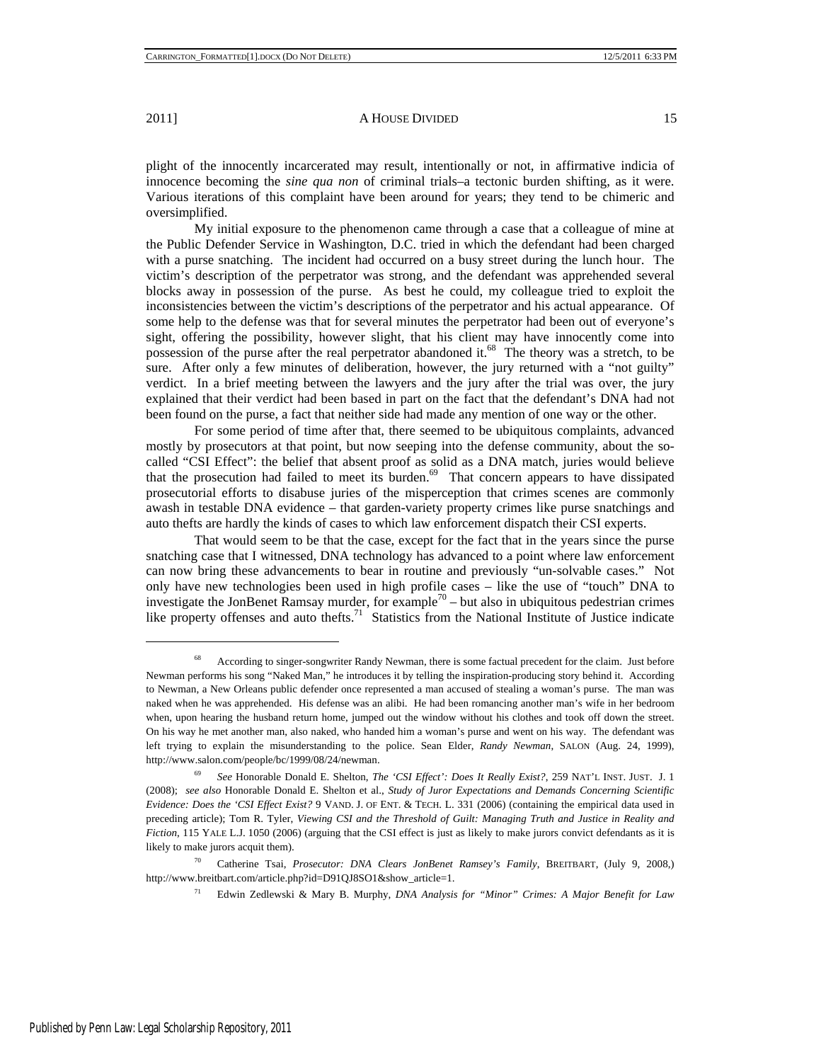plight of the innocently incarcerated may result, intentionally or not, in affirmative indicia of innocence becoming the *sine qua non* of criminal trials–a tectonic burden shifting, as it were. Various iterations of this complaint have been around for years; they tend to be chimeric and oversimplified.

My initial exposure to the phenomenon came through a case that a colleague of mine at the Public Defender Service in Washington, D.C. tried in which the defendant had been charged with a purse snatching. The incident had occurred on a busy street during the lunch hour. The victim's description of the perpetrator was strong, and the defendant was apprehended several blocks away in possession of the purse. As best he could, my colleague tried to exploit the inconsistencies between the victim's descriptions of the perpetrator and his actual appearance. Of some help to the defense was that for several minutes the perpetrator had been out of everyone's sight, offering the possibility, however slight, that his client may have innocently come into possession of the purse after the real perpetrator abandoned it.[68] The theory was a stretch, to be sure. After only a few minutes of deliberation, however, the jury returned with a "not guilty" verdict. In a brief meeting between the lawyers and the jury after the trial was over, the jury explained that their verdict had been based in part on the fact that the defendant's DNA had not been found on the purse, a fact that neither side had made any mention of one way or the other.

For some period of time after that, there seemed to be ubiquitous complaints, advanced mostly by prosecutors at that point, but now seeping into the defense community, about the so-called "CSI Effect": the belief that absent proof as solid as a DNA match, juries would believe that the prosecution had failed to meet its burden.[69] That concern appears to have dissipated prosecutorial efforts to disabuse juries of the misperception that crimes scenes are commonly awash in testable DNA evidence – that garden-variety property crimes like purse snatchings and auto thefts are hardly the kinds of cases to which law enforcement dispatch their CSI experts.

That would seem to be that the case, except for the fact that in the years since the purse snatching case that I witnessed, DNA technology has advanced to a point where law enforcement can now bring these advancements to bear in routine and previously "un-solvable cases." Not only have new technologies been used in high profile cases – like the use of "touch" DNA to investigate the JonBenet Ramsay murder, for example[70] – but also in ubiquitous pedestrian crimes like property offenses and auto thefts.[71] Statistics from the National Institute of Justice indicate

---

[68] According to singer-songwriter Randy Newman, there is some factual precedent for the claim. Just before Newman performs his song "Naked Man," he introduces it by telling the inspiration-producing story behind it. According to Newman, a New Orleans public defender once represented a man accused of stealing a woman's purse. The man was naked when he was apprehended. His defense was an alibi. He had been romancing another man's wife in her bedroom when, upon hearing the husband return home, jumped out the window without his clothes and took off down the street. On his way he met another man, also naked, who handed him a woman's purse and went on his way. The defendant was left trying to explain the misunderstanding to the police. Sean Elder, *Randy Newman*, SALON (Aug. 24, 1999), http://www.salon.com/people/bc/1999/08/24/newman.

[69] *See* Honorable Donald E. Shelton, *The 'CSI Effect': Does It Really Exist?*, 259 NAT'L INST. JUST. J. 1 (2008); *see also* Honorable Donald E. Shelton et al., *Study of Juror Expectations and Demands Concerning Scientific Evidence: Does the 'CSI Effect Exist?* 9 VAND. J. OF ENT. & TECH. L. 331 (2006) (containing the empirical data used in preceding article); Tom R. Tyler, *Viewing CSI and the Threshold of Guilt: Managing Truth and Justice in Reality and Fiction*, 115 YALE L.J. 1050 (2006) (arguing that the CSI effect is just as likely to make jurors convict defendants as it is likely to make jurors acquit them).

[70] Catherine Tsai, *Prosecutor: DNA Clears JonBenet Ramsey's Family*, BREITBART, (July 9, 2008,) http://www.breitbart.com/article.php?id=D91QJ8SO1&show_article=1.

[71] Edwin Zedlewski & Mary B. Murphy, *DNA Analysis for "Minor" Crimes: A Major Benefit for Law*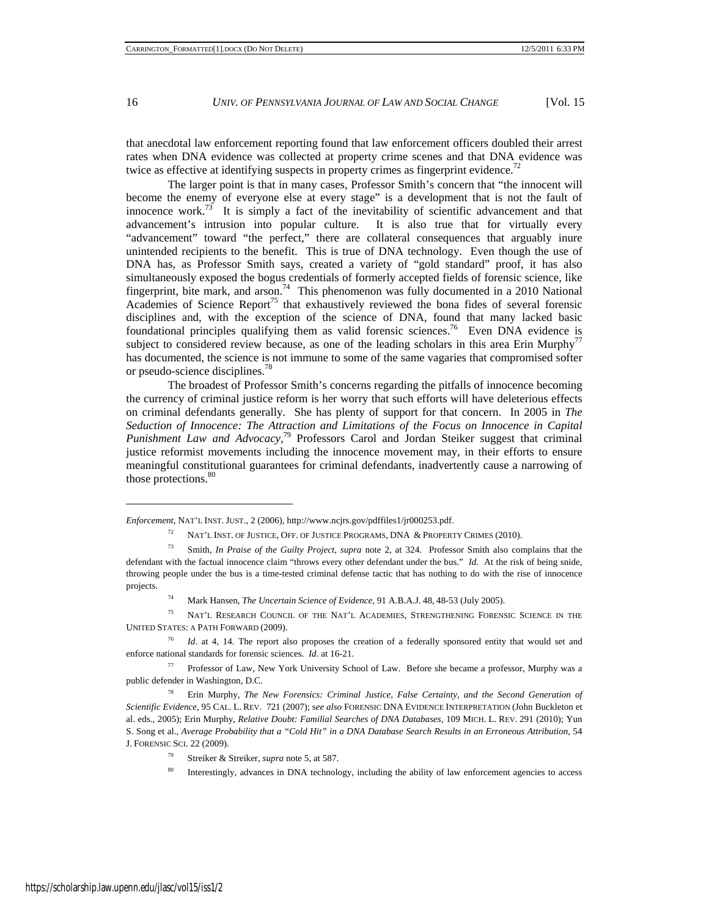that anecdotal law enforcement reporting found that law enforcement officers doubled their arrest rates when DNA evidence was collected at property crime scenes and that DNA evidence was twice as effective at identifying suspects in property crimes as fingerprint evidence.[72]

The larger point is that in many cases, Professor Smith's concern that "the innocent will become the enemy of everyone else at every stage" is a development that is not the fault of innocence work.[73] It is simply a fact of the inevitability of scientific advancement and that advancement's intrusion into popular culture. It is also true that for virtually every "advancement" toward "the perfect," there are collateral consequences that arguably inure unintended recipients to the benefit. This is true of DNA technology. Even though the use of DNA has, as Professor Smith says, created a variety of "gold standard" proof, it has also simultaneously exposed the bogus credentials of formerly accepted fields of forensic science, like fingerprint, bite mark, and arson.[74] This phenomenon was fully documented in a 2010 National Academies of Science Report[75] that exhaustively reviewed the bona fides of several forensic disciplines and, with the exception of the science of DNA, found that many lacked basic foundational principles qualifying them as valid forensic sciences.[76] Even DNA evidence is subject to considered review because, as one of the leading scholars in this area Erin Murphy[77] has documented, the science is not immune to some of the same vagaries that compromised softer or pseudo-science disciplines.[78]

The broadest of Professor Smith's concerns regarding the pitfalls of innocence becoming the currency of criminal justice reform is her worry that such efforts will have deleterious effects on criminal defendants generally. She has plenty of support for that concern. In 2005 in *The Seduction of Innocence: The Attraction and Limitations of the Focus on Innocence in Capital Punishment Law and Advocacy*,[79] Professors Carol and Jordan Steiker suggest that criminal justice reformist movements including the innocence movement may, in their efforts to ensure meaningful constitutional guarantees for criminal defendants, inadvertently cause a narrowing of those protections.[80]

---

*Enforcement*, NAT'L INST. JUST., 2 (2006), http://www.ncjrs.gov/pdffiles1/jr000253.pdf.

[72] NAT'L INST. OF JUSTICE, OFF. OF JUSTICE PROGRAMS, DNA & PROPERTY CRIMES (2010).

[73] Smith, *In Praise of the Guilty Project*, *supra* note 2, at 324. Professor Smith also complains that the defendant with the factual innocence claim "throws every other defendant under the bus." *Id*. At the risk of being snide, throwing people under the bus is a time-tested criminal defense tactic that has nothing to do with the rise of innocence projects.

[74] Mark Hansen, *The Uncertain Science of Evidence*, 91 A.B.A.J. 48, 48-53 (July 2005).

[75] NAT'L RESEARCH COUNCIL OF THE NAT'L ACADEMIES, STRENGTHENING FORENSIC SCIENCE IN THE UNITED STATES: A PATH FORWARD (2009).

[76] *Id*. at 4, 14. The report also proposes the creation of a federally sponsored entity that would set and enforce national standards for forensic sciences. *Id*. at 16-21.

[77] Professor of Law, New York University School of Law. Before she became a professor, Murphy was a public defender in Washington, D.C.

[78] Erin Murphy, *The New Forensics: Criminal Justice, False Certainty, and the Second Generation of Scientific Evidence*, 95 CAL. L. REV. 721 (2007); *see also* FORENSIC DNA EVIDENCE INTERPRETATION (John Buckleton et al. eds., 2005); Erin Murphy, *Relative Doubt: Familial Searches of DNA Databases*, 109 MICH. L. REV. 291 (2010); Yun S. Song et al., *Average Probability that a "Cold Hit" in a DNA Database Search Results in an Erroneous Attribution*, 54 J. FORENSIC SCI. 22 (2009).

[79] Streiker & Streiker, *supra* note 5, at 587.

[80] Interestingly, advances in DNA technology, including the ability of law enforcement agencies to access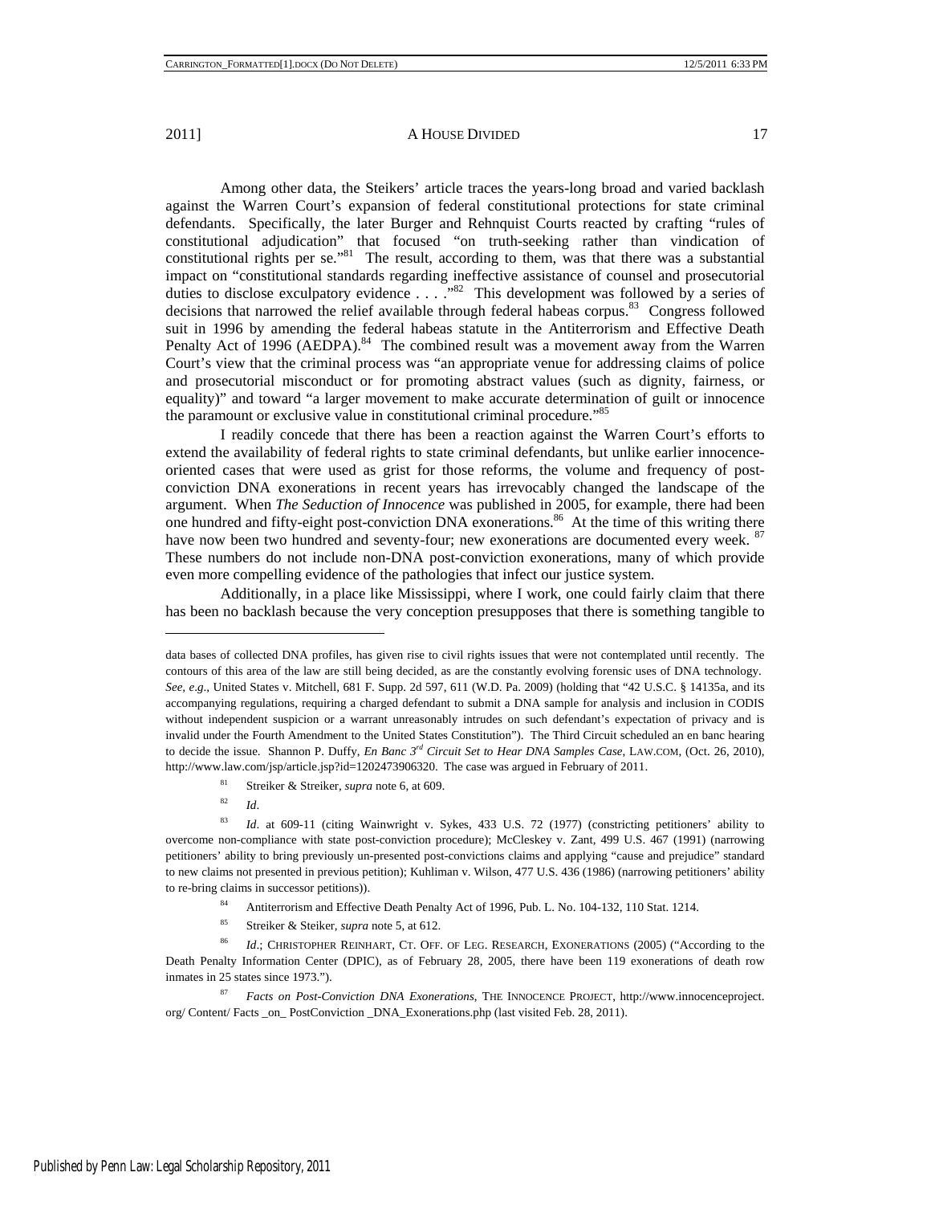Among other data, the Steikers' article traces the years-long broad and varied backlash against the Warren Court's expansion of federal constitutional protections for state criminal defendants. Specifically, the later Burger and Rehnquist Courts reacted by crafting "rules of constitutional adjudication" that focused "on truth-seeking rather than vindication of constitutional rights per se."[81] The result, according to them, was that there was a substantial impact on "constitutional standards regarding ineffective assistance of counsel and prosecutorial duties to disclose exculpatory evidence . . . ."[82] This development was followed by a series of decisions that narrowed the relief available through federal habeas corpus.[83] Congress followed suit in 1996 by amending the federal habeas statute in the Antiterrorism and Effective Death Penalty Act of 1996 (AEDPA).[84] The combined result was a movement away from the Warren Court's view that the criminal process was "an appropriate venue for addressing claims of police and prosecutorial misconduct or for promoting abstract values (such as dignity, fairness, or equality)" and toward "a larger movement to make accurate determination of guilt or innocence the paramount or exclusive value in constitutional criminal procedure."[85]

I readily concede that there has been a reaction against the Warren Court's efforts to extend the availability of federal rights to state criminal defendants, but unlike earlier innocence-oriented cases that were used as grist for those reforms, the volume and frequency of post-conviction DNA exonerations in recent years has irrevocably changed the landscape of the argument. When *The Seduction of Innocence* was published in 2005, for example, there had been one hundred and fifty-eight post-conviction DNA exonerations.[86] At the time of this writing there have now been two hundred and seventy-four; new exonerations are documented every week.[87] These numbers do not include non-DNA post-conviction exonerations, many of which provide even more compelling evidence of the pathologies that infect our justice system.

Additionally, in a place like Mississippi, where I work, one could fairly claim that there has been no backlash because the very conception presupposes that there is something tangible to

---

data bases of collected DNA profiles, has given rise to civil rights issues that were not contemplated until recently. The contours of this area of the law are still being decided, as are the constantly evolving forensic uses of DNA technology. *See, e.g.*, United States v. Mitchell, 681 F. Supp. 2d 597, 611 (W.D. Pa. 2009) (holding that "42 U.S.C. § 14135a, and its accompanying regulations, requiring a charged defendant to submit a DNA sample for analysis and inclusion in CODIS without independent suspicion or a warrant unreasonably intrudes on such defendant's expectation of privacy and is invalid under the Fourth Amendment to the United States Constitution"). The Third Circuit scheduled an en banc hearing to decide the issue. Shannon P. Duffy, *En Banc 3rd Circuit Set to Hear DNA Samples Case*, LAW.COM, (Oct. 26, 2010), http://www.law.com/jsp/article.jsp?id=1202473906320. The case was argued in February of 2011.

[81] Streiker & Streiker, *supra* note 6, at 609.

[82] *Id*.

[83] *Id*. at 609-11 (citing Wainwright v. Sykes, 433 U.S. 72 (1977) (constricting petitioners' ability to overcome non-compliance with state post-conviction procedure); McCleskey v. Zant, 499 U.S. 467 (1991) (narrowing petitioners' ability to bring previously un-presented post-convictions claims and applying "cause and prejudice" standard to new claims not presented in previous petition); Kuhliman v. Wilson, 477 U.S. 436 (1986) (narrowing petitioners' ability to re-bring claims in successor petitions)).

[84] Antiterrorism and Effective Death Penalty Act of 1996, Pub. L. No. 104-132, 110 Stat. 1214.

[85] Streiker & Steiker, *supra* note 5, at 612.

[86] *Id*.; CHRISTOPHER REINHART, CT. OFF. OF LEG. RESEARCH, EXONERATIONS (2005) ("According to the Death Penalty Information Center (DPIC), as of February 28, 2005, there have been 119 exonerations of death row inmates in 25 states since 1973.").

[87] *Facts on Post-Conviction DNA Exonerations*, THE INNOCENCE PROJECT, http://www.innocenceproject.org/ Content/ Facts _on_ PostConviction _DNA_Exonerations.php (last visited Feb. 28, 2011).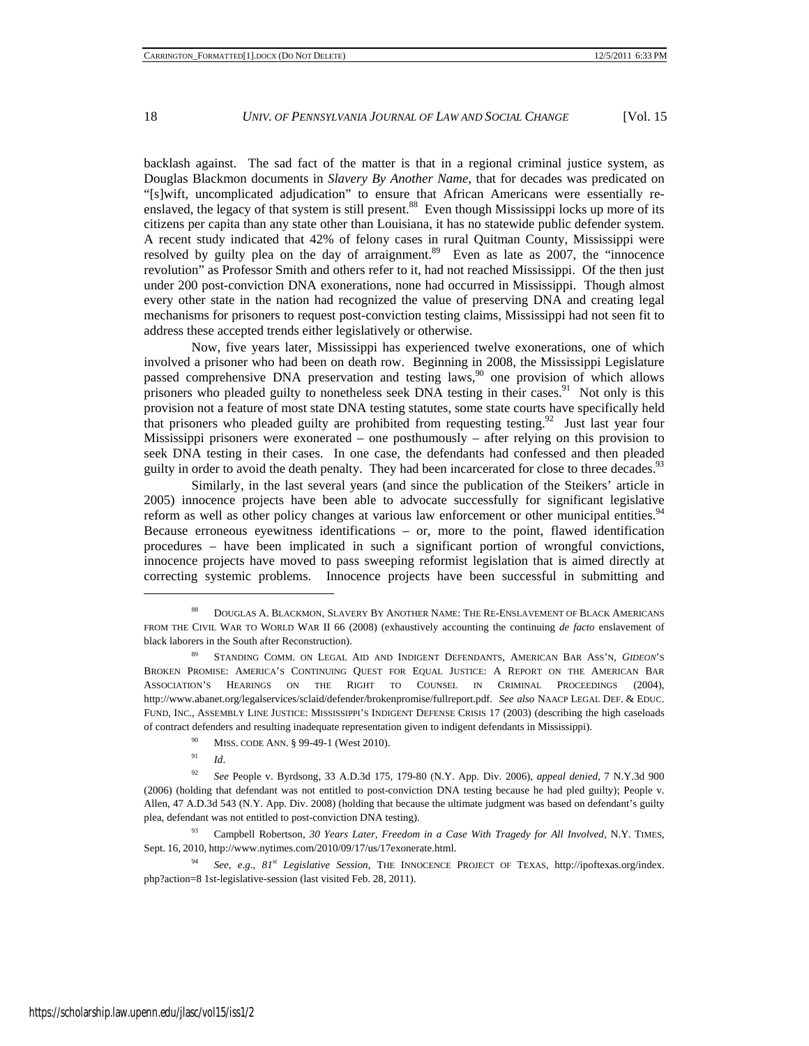backlash against. The sad fact of the matter is that in a regional criminal justice system, as Douglas Blackmon documents in *Slavery By Another Name*, that for decades was predicated on "[s]wift, uncomplicated adjudication" to ensure that African Americans were essentially re-enslaved, the legacy of that system is still present.[88] Even though Mississippi locks up more of its citizens per capita than any state other than Louisiana, it has no statewide public defender system. A recent study indicated that 42% of felony cases in rural Quitman County, Mississippi were resolved by guilty plea on the day of arraignment.[89] Even as late as 2007, the "innocence revolution" as Professor Smith and others refer to it, had not reached Mississippi. Of the then just under 200 post-conviction DNA exonerations, none had occurred in Mississippi. Though almost every other state in the nation had recognized the value of preserving DNA and creating legal mechanisms for prisoners to request post-conviction testing claims, Mississippi had not seen fit to address these accepted trends either legislatively or otherwise.

Now, five years later, Mississippi has experienced twelve exonerations, one of which involved a prisoner who had been on death row. Beginning in 2008, the Mississippi Legislature passed comprehensive DNA preservation and testing laws,[90] one provision of which allows prisoners who pleaded guilty to nonetheless seek DNA testing in their cases.[91] Not only is this provision not a feature of most state DNA testing statutes, some state courts have specifically held that prisoners who pleaded guilty are prohibited from requesting testing.[92] Just last year four Mississippi prisoners were exonerated – one posthumously – after relying on this provision to seek DNA testing in their cases. In one case, the defendants had confessed and then pleaded guilty in order to avoid the death penalty. They had been incarcerated for close to three decades.[93]

Similarly, in the last several years (and since the publication of the Steikers' article in 2005) innocence projects have been able to advocate successfully for significant legislative reform as well as other policy changes at various law enforcement or other municipal entities.[94] Because erroneous eyewitness identifications – or, more to the point, flawed identification procedures – have been implicated in such a significant portion of wrongful convictions, innocence projects have moved to pass sweeping reformist legislation that is aimed directly at correcting systemic problems. Innocence projects have been successful in submitting and

---

[88] DOUGLAS A. BLACKMON, SLAVERY BY ANOTHER NAME: THE RE-ENSLAVEMENT OF BLACK AMERICANS FROM THE CIVIL WAR TO WORLD WAR II 66 (2008) (exhaustively accounting the continuing *de facto* enslavement of black laborers in the South after Reconstruction).

[89] STANDING COMM. ON LEGAL AID AND INDIGENT DEFENDANTS, AMERICAN BAR ASS'N, *GIDEON*'S BROKEN PROMISE: AMERICA'S CONTINUING QUEST FOR EQUAL JUSTICE: A REPORT ON THE AMERICAN BAR ASSOCIATION'S HEARINGS ON THE RIGHT TO COUNSEL IN CRIMINAL PROCEEDINGS (2004), http://www.abanet.org/legalservices/sclaid/defender/brokenpromise/fullreport.pdf. *See also* NAACP LEGAL DEF. & EDUC. FUND, INC., ASSEMBLY LINE JUSTICE: MISSISSIPPI'S INDIGENT DEFENSE CRISIS 17 (2003) (describing the high caseloads of contract defenders and resulting inadequate representation given to indigent defendants in Mississippi).

[90] MISS. CODE ANN. § 99-49-1 (West 2010).

[91] *Id*.

[92] *See* People v. Byrdsong, 33 A.D.3d 175, 179-80 (N.Y. App. Div. 2006), *appeal denied*, 7 N.Y.3d 900 (2006) (holding that defendant was not entitled to post-conviction DNA testing because he had pled guilty); People v. Allen, 47 A.D.3d 543 (N.Y. App. Div. 2008) (holding that because the ultimate judgment was based on defendant's guilty plea, defendant was not entitled to post-conviction DNA testing).

[93] Campbell Robertson, *30 Years Later, Freedom in a Case With Tragedy for All Involved*, N.Y. TIMES, Sept. 16, 2010, http://www.nytimes.com/2010/09/17/us/17exonerate.html.

[94] *See, e.g.*, *81st Legislative Session*, THE INNOCENCE PROJECT OF TEXAS, http://ipoftexas.org/index.php?action=8 1st-legislative-session (last visited Feb. 28, 2011).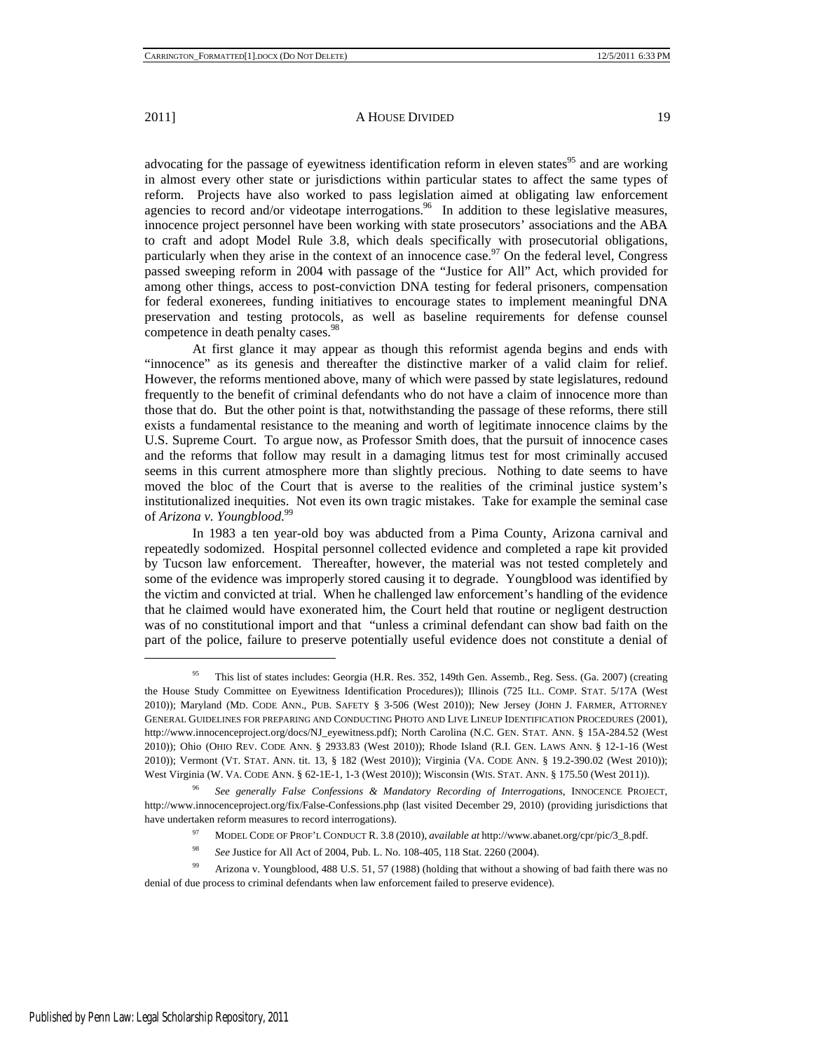advocating for the passage of eyewitness identification reform in eleven states[95] and are working in almost every other state or jurisdictions within particular states to affect the same types of reform. Projects have also worked to pass legislation aimed at obligating law enforcement agencies to record and/or videotape interrogations.[96] In addition to these legislative measures, innocence project personnel have been working with state prosecutors' associations and the ABA to craft and adopt Model Rule 3.8, which deals specifically with prosecutorial obligations, particularly when they arise in the context of an innocence case.[97] On the federal level, Congress passed sweeping reform in 2004 with passage of the "Justice for All" Act, which provided for among other things, access to post-conviction DNA testing for federal prisoners, compensation for federal exonerees, funding initiatives to encourage states to implement meaningful DNA preservation and testing protocols, as well as baseline requirements for defense counsel competence in death penalty cases.[98]

At first glance it may appear as though this reformist agenda begins and ends with "innocence" as its genesis and thereafter the distinctive marker of a valid claim for relief. However, the reforms mentioned above, many of which were passed by state legislatures, redound frequently to the benefit of criminal defendants who do not have a claim of innocence more than those that do. But the other point is that, notwithstanding the passage of these reforms, there still exists a fundamental resistance to the meaning and worth of legitimate innocence claims by the U.S. Supreme Court. To argue now, as Professor Smith does, that the pursuit of innocence cases and the reforms that follow may result in a damaging litmus test for most criminally accused seems in this current atmosphere more than slightly precious. Nothing to date seems to have moved the bloc of the Court that is averse to the realities of the criminal justice system's institutionalized inequities. Not even its own tragic mistakes. Take for example the seminal case of *Arizona v. Youngblood*.[99]

In 1983 a ten year-old boy was abducted from a Pima County, Arizona carnival and repeatedly sodomized. Hospital personnel collected evidence and completed a rape kit provided by Tucson law enforcement. Thereafter, however, the material was not tested completely and some of the evidence was improperly stored causing it to degrade. Youngblood was identified by the victim and convicted at trial. When he challenged law enforcement's handling of the evidence that he claimed would have exonerated him, the Court held that routine or negligent destruction was of no constitutional import and that "unless a criminal defendant can show bad faith on the part of the police, failure to preserve potentially useful evidence does not constitute a denial of

---

[95] This list of states includes: Georgia (H.R. Res. 352, 149th Gen. Assemb., Reg. Sess. (Ga. 2007) (creating the House Study Committee on Eyewitness Identification Procedures)); Illinois (725 ILL. COMP. STAT. 5/17A (West 2010)); Maryland (MD. CODE ANN., PUB. SAFETY § 3-506 (West 2010)); New Jersey (JOHN J. FARMER, ATTORNEY GENERAL GUIDELINES FOR PREPARING AND CONDUCTING PHOTO AND LIVE LINEUP IDENTIFICATION PROCEDURES (2001), http://www.innocenceproject.org/docs/NJ_eyewitness.pdf); North Carolina (N.C. GEN. STAT. ANN. § 15A-284.52 (West 2010)); Ohio (OHIO REV. CODE ANN. § 2933.83 (West 2010)); Rhode Island (R.I. GEN. LAWS ANN. § 12-1-16 (West 2010)); Vermont (VT. STAT. ANN. tit. 13, § 182 (West 2010)); Virginia (VA. CODE ANN. § 19.2-390.02 (West 2010)); West Virginia (W. VA. CODE ANN. § 62-1E-1, 1-3 (West 2010)); Wisconsin (WIS. STAT. ANN. § 175.50 (West 2011)).

[96] *See generally False Confessions & Mandatory Recording of Interrogations*, INNOCENCE PROJECT, http://www.innocenceproject.org/fix/False-Confessions.php (last visited December 29, 2010) (providing jurisdictions that have undertaken reform measures to record interrogations).

[97] MODEL CODE OF PROF'L CONDUCT R. 3.8 (2010), *available at* http://www.abanet.org/cpr/pic/3_8.pdf.

[98] *See* Justice for All Act of 2004, Pub. L. No. 108-405, 118 Stat. 2260 (2004).

[99] Arizona v. Youngblood, 488 U.S. 51, 57 (1988) (holding that without a showing of bad faith there was no denial of due process to criminal defendants when law enforcement failed to preserve evidence).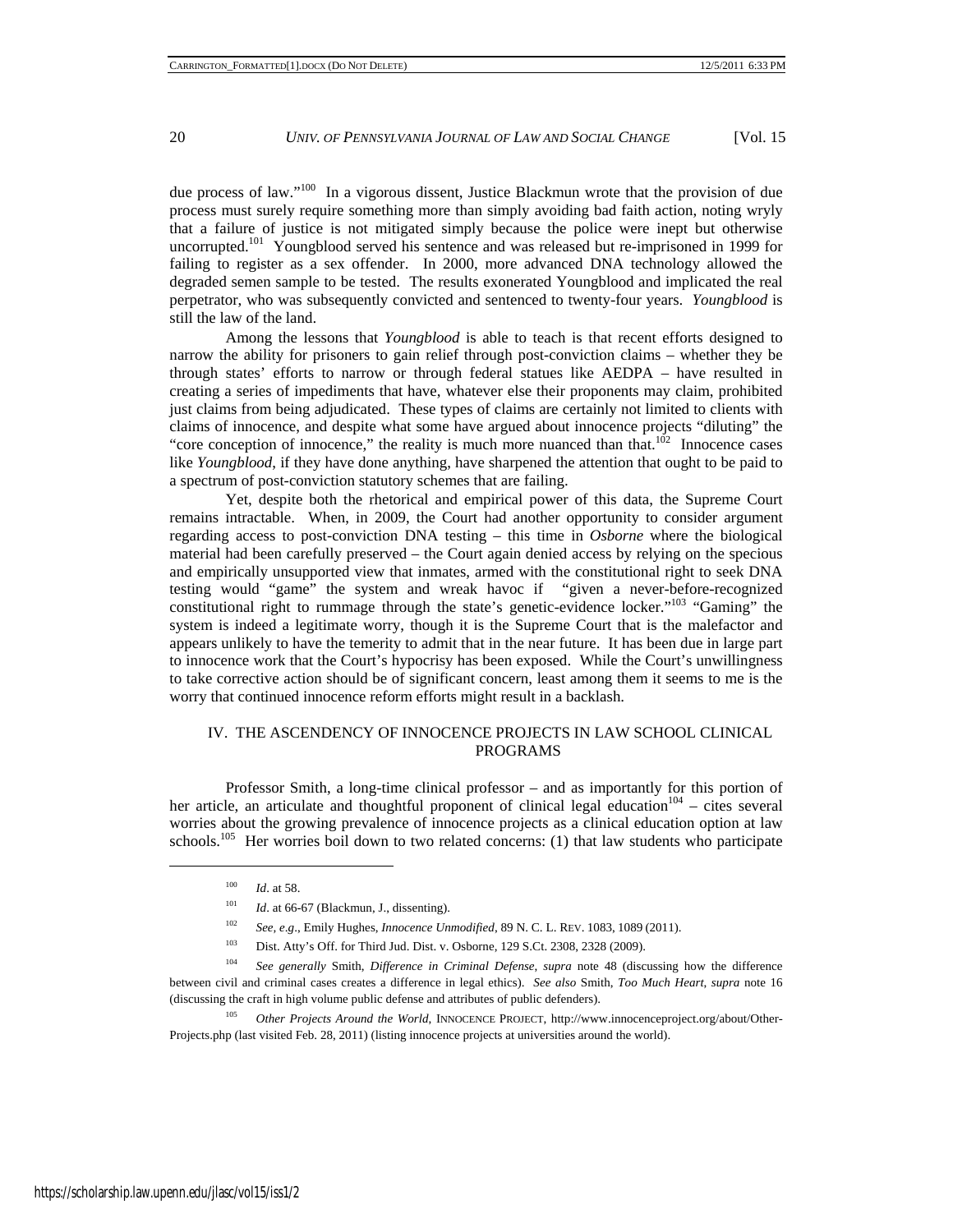due process of law."[100] In a vigorous dissent, Justice Blackmun wrote that the provision of due process must surely require something more than simply avoiding bad faith action, noting wryly that a failure of justice is not mitigated simply because the police were inept but otherwise uncorrupted.[101] Youngblood served his sentence and was released but re-imprisoned in 1999 for failing to register as a sex offender. In 2000, more advanced DNA technology allowed the degraded semen sample to be tested. The results exonerated Youngblood and implicated the real perpetrator, who was subsequently convicted and sentenced to twenty-four years. *Youngblood* is still the law of the land.

Among the lessons that *Youngblood* is able to teach is that recent efforts designed to narrow the ability for prisoners to gain relief through post-conviction claims – whether they be through states' efforts to narrow or through federal statues like AEDPA – have resulted in creating a series of impediments that have, whatever else their proponents may claim, prohibited just claims from being adjudicated. These types of claims are certainly not limited to clients with claims of innocence, and despite what some have argued about innocence projects "diluting" the "core conception of innocence," the reality is much more nuanced than that.[102] Innocence cases like *Youngblood*, if they have done anything, have sharpened the attention that ought to be paid to a spectrum of post-conviction statutory schemes that are failing.

Yet, despite both the rhetorical and empirical power of this data, the Supreme Court remains intractable. When, in 2009, the Court had another opportunity to consider argument regarding access to post-conviction DNA testing – this time in *Osborne* where the biological material had been carefully preserved – the Court again denied access by relying on the specious and empirically unsupported view that inmates, armed with the constitutional right to seek DNA testing would "game" the system and wreak havoc if "given a never-before-recognized constitutional right to rummage through the state's genetic-evidence locker."[103] "Gaming" the system is indeed a legitimate worry, though it is the Supreme Court that is the malefactor and appears unlikely to have the temerity to admit that in the near future. It has been due in large part to innocence work that the Court's hypocrisy has been exposed. While the Court's unwillingness to take corrective action should be of significant concern, least among them it seems to me is the worry that continued innocence reform efforts might result in a backlash.

## IV. THE ASCENDENCY OF INNOCENCE PROJECTS IN LAW SCHOOL CLINICAL PROGRAMS

Professor Smith, a long-time clinical professor – and as importantly for this portion of her article, an articulate and thoughtful proponent of clinical legal education[104] – cites several worries about the growing prevalence of innocence projects as a clinical education option at law schools.[105] Her worries boil down to two related concerns: (1) that law students who participate

---

[100] *Id*. at 58.

[101] *Id*. at 66-67 (Blackmun, J., dissenting).

[102] *See, e.g*., Emily Hughes, *Innocence Unmodified*, 89 N. C. L. REV. 1083, 1089 (2011).

[103] Dist. Atty's Off. for Third Jud. Dist. v. Osborne, 129 S.Ct. 2308, 2328 (2009).

[104] *See generally* Smith, *Difference in Criminal Defense*, *supra* note 48 (discussing how the difference between civil and criminal cases creates a difference in legal ethics). *See also* Smith, *Too Much Heart*, *supra* note 16 (discussing the craft in high volume public defense and attributes of public defenders).

[105] *Other Projects Around the World*, INNOCENCE PROJECT, http://www.innocenceproject.org/about/Other-Projects.php (last visited Feb. 28, 2011) (listing innocence projects at universities around the world).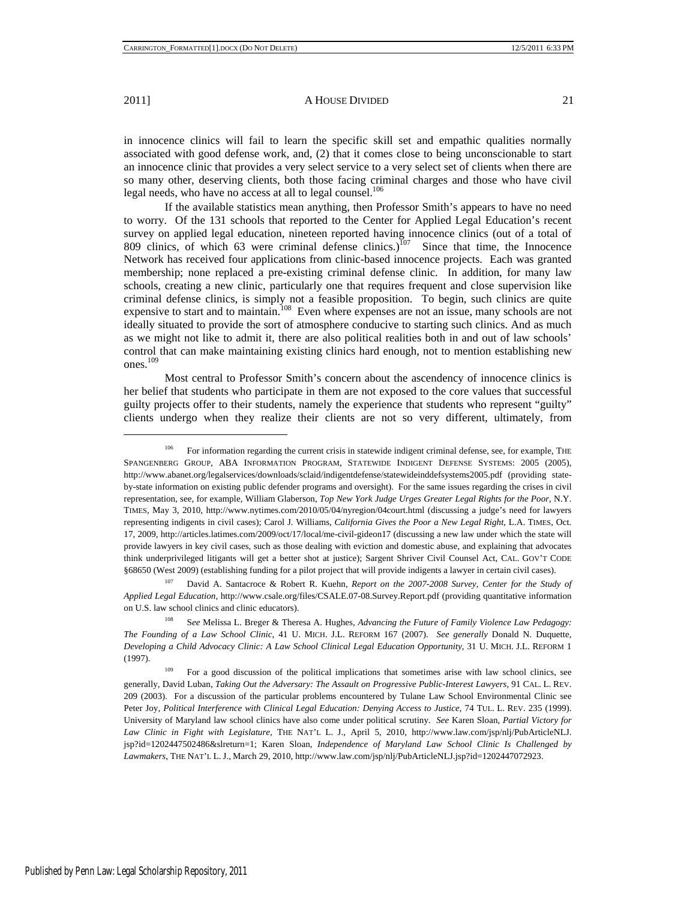in innocence clinics will fail to learn the specific skill set and empathic qualities normally associated with good defense work, and, (2) that it comes close to being unconscionable to start an innocence clinic that provides a very select service to a very select set of clients when there are so many other, deserving clients, both those facing criminal charges and those who have civil legal needs, who have no access at all to legal counsel.[106]

If the available statistics mean anything, then Professor Smith's appears to have no need to worry. Of the 131 schools that reported to the Center for Applied Legal Education's recent survey on applied legal education, nineteen reported having innocence clinics (out of a total of 809 clinics, of which 63 were criminal defense clinics.)[107] Since that time, the Innocence Network has received four applications from clinic-based innocence projects. Each was granted membership; none replaced a pre-existing criminal defense clinic. In addition, for many law schools, creating a new clinic, particularly one that requires frequent and close supervision like criminal defense clinics, is simply not a feasible proposition. To begin, such clinics are quite expensive to start and to maintain.[108] Even where expenses are not an issue, many schools are not ideally situated to provide the sort of atmosphere conducive to starting such clinics. And as much as we might not like to admit it, there are also political realities both in and out of law schools' control that can make maintaining existing clinics hard enough, not to mention establishing new ones.[109]

Most central to Professor Smith's concern about the ascendency of innocence clinics is her belief that students who participate in them are not exposed to the core values that successful guilty projects offer to their students, namely the experience that students who represent "guilty" clients undergo when they realize their clients are not so very different, ultimately, from

---

[106] For information regarding the current crisis in statewide indigent criminal defense, see, for example, THE SPANGENBERG GROUP, ABA INFORMATION PROGRAM, STATEWIDE INDIGENT DEFENSE SYSTEMS: 2005 (2005), http://www.abanet.org/legalservices/downloads/sclaid/indigentdefense/statewideinddefsystems2005.pdf (providing state-by-state information on existing public defender programs and oversight). For the same issues regarding the crises in civil representation, see, for example, William Glaberson, *Top New York Judge Urges Greater Legal Rights for the Poor*, N.Y. TIMES, May 3, 2010, http://www.nytimes.com/2010/05/04/nyregion/04court.html (discussing a judge's need for lawyers representing indigents in civil cases); Carol J. Williams, *California Gives the Poor a New Legal Right*, L.A. TIMES, Oct. 17, 2009, http://articles.latimes.com/2009/oct/17/local/me-civil-gideon17 (discussing a new law under which the state will provide lawyers in key civil cases, such as those dealing with eviction and domestic abuse, and explaining that advocates think underprivileged litigants will get a better shot at justice); Sargent Shriver Civil Counsel Act, CAL. GOV'T CODE §68650 (West 2009) (establishing funding for a pilot project that will provide indigents a lawyer in certain civil cases).

[107] David A. Santacroce & Robert R. Kuehn, *Report on the 2007-2008 Survey, Center for the Study of Applied Legal Education*, http://www.csale.org/files/CSALE.07-08.Survey.Report.pdf (providing quantitative information on U.S. law school clinics and clinic educators).

[108] S*ee* Melissa L. Breger & Theresa A. Hughes, *Advancing the Future of Family Violence Law Pedagogy: The Founding of a Law School Clinic*, 41 U. MICH. J.L. REFORM 167 (2007). *See generally* Donald N. Duquette, *Developing a Child Advocacy Clinic: A Law School Clinical Legal Education Opportunity*, 31 U. MICH. J.L. REFORM 1 (1997).

[109] For a good discussion of the political implications that sometimes arise with law school clinics, see generally, David Luban, *Taking Out the Adversary: The Assault on Progressive Public-Interest Lawyers*, 91 CAL. L. REV. 209 (2003). For a discussion of the particular problems encountered by Tulane Law School Environmental Clinic see Peter Joy, *Political Interference with Clinical Legal Education: Denying Access to Justice*, 74 TUL. L. REV. 235 (1999). University of Maryland law school clinics have also come under political scrutiny. *See* Karen Sloan, *Partial Victory for Law Clinic in Fight with Legislature*, THE NAT'L L. J., April 5, 2010, http://www.law.com/jsp/nlj/PubArticleNLJ.jsp?id=1202447502486&slreturn=1; Karen Sloan, *Independence of Maryland Law School Clinic Is Challenged by Lawmakers*, THE NAT'L L. J., March 29, 2010, http://www.law.com/jsp/nlj/PubArticleNLJ.jsp?id=1202447072923.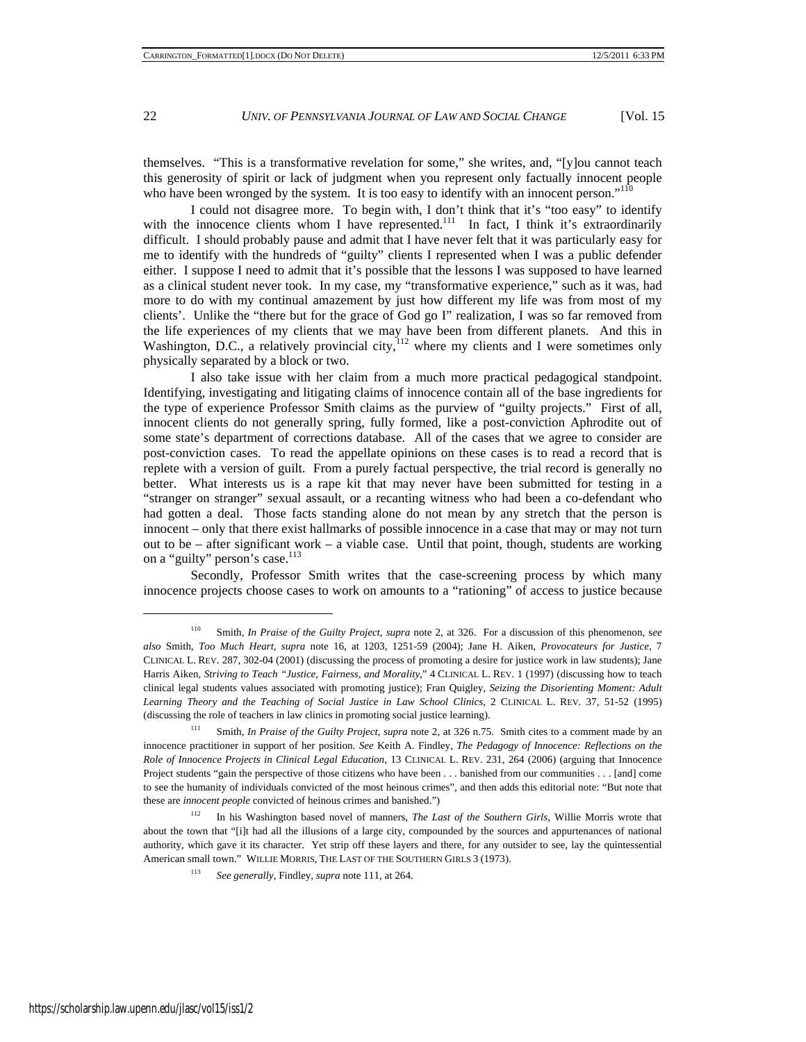themselves. "This is a transformative revelation for some," she writes, and, "[y]ou cannot teach this generosity of spirit or lack of judgment when you represent only factually innocent people who have been wronged by the system. It is too easy to identify with an innocent person."[110]

I could not disagree more. To begin with, I don't think that it's "too easy" to identify with the innocence clients whom I have represented.[111] In fact, I think it's extraordinarily difficult. I should probably pause and admit that I have never felt that it was particularly easy for me to identify with the hundreds of "guilty" clients I represented when I was a public defender either. I suppose I need to admit that it's possible that the lessons I was supposed to have learned as a clinical student never took. In my case, my "transformative experience," such as it was, had more to do with my continual amazement by just how different my life was from most of my clients'. Unlike the "there but for the grace of God go I" realization, I was so far removed from the life experiences of my clients that we may have been from different planets. And this in Washington, D.C., a relatively provincial city,[112] where my clients and I were sometimes only physically separated by a block or two.

I also take issue with her claim from a much more practical pedagogical standpoint. Identifying, investigating and litigating claims of innocence contain all of the base ingredients for the type of experience Professor Smith claims as the purview of "guilty projects." First of all, innocent clients do not generally spring, fully formed, like a post-conviction Aphrodite out of some state's department of corrections database. All of the cases that we agree to consider are post-conviction cases. To read the appellate opinions on these cases is to read a record that is replete with a version of guilt. From a purely factual perspective, the trial record is generally no better. What interests us is a rape kit that may never have been submitted for testing in a "stranger on stranger" sexual assault, or a recanting witness who had been a co-defendant who had gotten a deal. Those facts standing alone do not mean by any stretch that the person is innocent – only that there exist hallmarks of possible innocence in a case that may or may not turn out to be – after significant work – a viable case. Until that point, though, students are working on a "guilty" person's case.[113]

Secondly, Professor Smith writes that the case-screening process by which many innocence projects choose cases to work on amounts to a "rationing" of access to justice because

---

[110] Smith, *In Praise of the Guilty Project*, *supra* note 2, at 326. For a discussion of this phenomenon, *see also* Smith, *Too Much Heart*, *supra* note 16, at 1203, 1251-59 (2004); Jane H. Aiken, *Provocateurs for Justice*, 7 CLINICAL L. REV. 287, 302-04 (2001) (discussing the process of promoting a desire for justice work in law students); Jane Harris Aiken, *Striving to Teach "Justice, Fairness, and Morality*," 4 CLINICAL L. REV. 1 (1997) (discussing how to teach clinical legal students values associated with promoting justice); Fran Quigley, *Seizing the Disorienting Moment: Adult Learning Theory and the Teaching of Social Justice in Law School Clinics*, 2 CLINICAL L. REV. 37, 51-52 (1995) (discussing the role of teachers in law clinics in promoting social justice learning).

[111] Smith, *In Praise of the Guilty Project*, *supra* note 2, at 326 n.75. Smith cites to a comment made by an innocence practitioner in support of her position. *See* Keith A. Findley, *The Pedagogy of Innocence: Reflections on the Role of Innocence Projects in Clinical Legal Education*, 13 CLINICAL L. REV. 231, 264 (2006) (arguing that Innocence Project students "gain the perspective of those citizens who have been . . . banished from our communities . . . [and] come to see the humanity of individuals convicted of the most heinous crimes", and then adds this editorial note: "But note that these are *innocent people* convicted of heinous crimes and banished.")

[112] In his Washington based novel of manners, *The Last of the Southern Girls*, Willie Morris wrote that about the town that "[i]t had all the illusions of a large city, compounded by the sources and appurtenances of national authority, which gave it its character. Yet strip off these layers and there, for any outsider to see, lay the quintessential American small town." WILLIE MORRIS, THE LAST OF THE SOUTHERN GIRLS 3 (1973).

[113] *See generally*, Findley, *supra* note 111, at 264.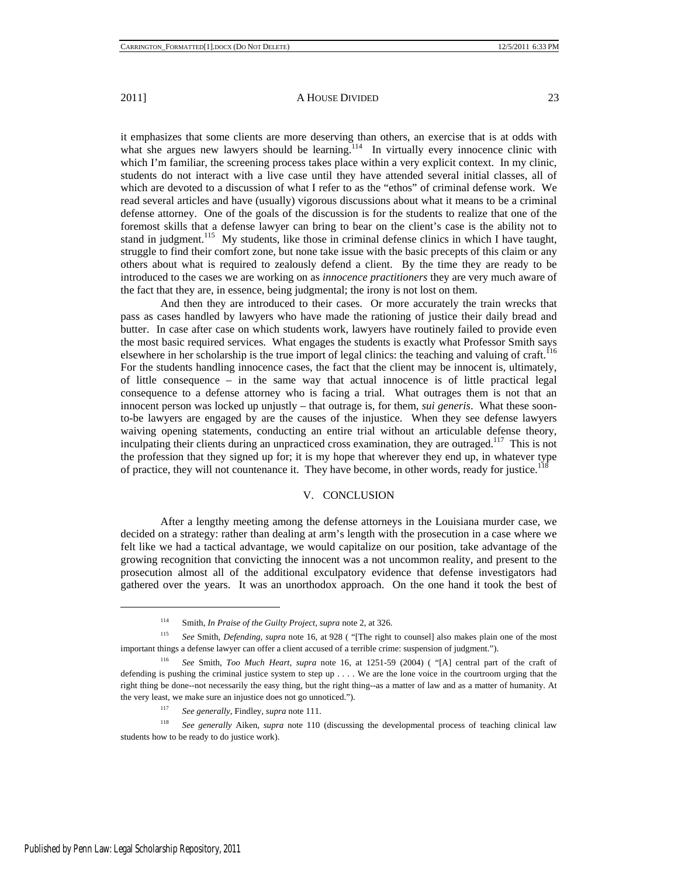it emphasizes that some clients are more deserving than others, an exercise that is at odds with what she argues new lawyers should be learning.[114] In virtually every innocence clinic with which I'm familiar, the screening process takes place within a very explicit context. In my clinic, students do not interact with a live case until they have attended several initial classes, all of which are devoted to a discussion of what I refer to as the "ethos" of criminal defense work. We read several articles and have (usually) vigorous discussions about what it means to be a criminal defense attorney. One of the goals of the discussion is for the students to realize that one of the foremost skills that a defense lawyer can bring to bear on the client's case is the ability not to stand in judgment.[115] My students, like those in criminal defense clinics in which I have taught, struggle to find their comfort zone, but none take issue with the basic precepts of this claim or any others about what is required to zealously defend a client. By the time they are ready to be introduced to the cases we are working on as *innocence practitioners* they are very much aware of the fact that they are, in essence, being judgmental; the irony is not lost on them.

And then they are introduced to their cases. Or more accurately the train wrecks that pass as cases handled by lawyers who have made the rationing of justice their daily bread and butter. In case after case on which students work, lawyers have routinely failed to provide even the most basic required services. What engages the students is exactly what Professor Smith says elsewhere in her scholarship is the true import of legal clinics: the teaching and valuing of craft.[116] For the students handling innocence cases, the fact that the client may be innocent is, ultimately, of little consequence – in the same way that actual innocence is of little practical legal consequence to a defense attorney who is facing a trial. What outrages them is not that an innocent person was locked up unjustly – that outrage is, for them, *sui generis*. What these soon-to-be lawyers are engaged by are the causes of the injustice. When they see defense lawyers waiving opening statements, conducting an entire trial without an articulable defense theory, inculpating their clients during an unpracticed cross examination, they are outraged.[117] This is not the profession that they signed up for; it is my hope that wherever they end up, in whatever type of practice, they will not countenance it. They have become, in other words, ready for justice.[118]

## V. CONCLUSION

After a lengthy meeting among the defense attorneys in the Louisiana murder case, we decided on a strategy: rather than dealing at arm's length with the prosecution in a case where we felt like we had a tactical advantage, we would capitalize on our position, take advantage of the growing recognition that convicting the innocent was a not uncommon reality, and present to the prosecution almost all of the additional exculpatory evidence that defense investigators had gathered over the years. It was an unorthodox approach. On the one hand it took the best of

---

[114] Smith, *In Praise of the Guilty Project*, *supra* note 2, at 326.

[115] *See* Smith, *Defending*, *supra* note 16, at 928 ( "[The right to counsel] also makes plain one of the most important things a defense lawyer can offer a client accused of a terrible crime: suspension of judgment.").

[116] *See* Smith, *Too Much Heart*, *supra* note 16, at 1251-59 (2004) ( "[A] central part of the craft of defending is pushing the criminal justice system to step up . . . . We are the lone voice in the courtroom urging that the right thing be done--not necessarily the easy thing, but the right thing--as a matter of law and as a matter of humanity. At the very least, we make sure an injustice does not go unnoticed.").

[117] *See generally*, Findley, *supra* note 111.

[118] *See generally* Aiken, *supra* note 110 (discussing the developmental process of teaching clinical law students how to be ready to do justice work).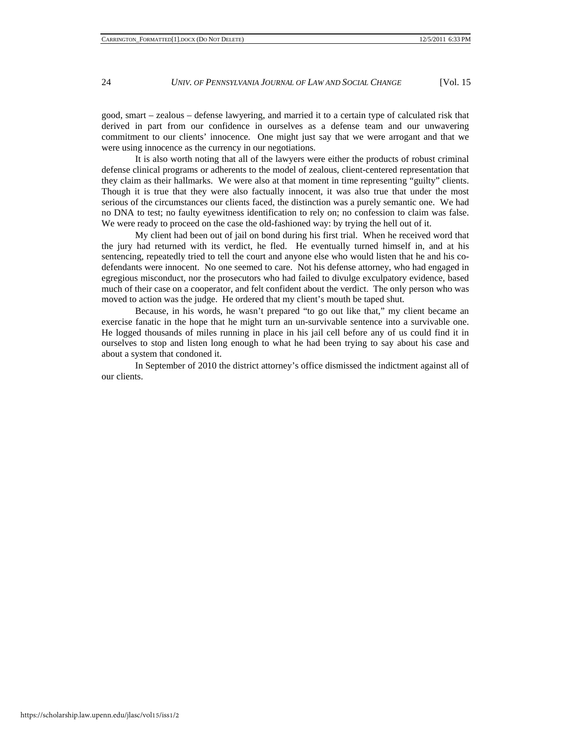good, smart – zealous – defense lawyering, and married it to a certain type of calculated risk that derived in part from our confidence in ourselves as a defense team and our unwavering commitment to our clients' innocence. One might just say that we were arrogant and that we were using innocence as the currency in our negotiations.

It is also worth noting that all of the lawyers were either the products of robust criminal defense clinical programs or adherents to the model of zealous, client-centered representation that they claim as their hallmarks. We were also at that moment in time representing "guilty" clients. Though it is true that they were also factually innocent, it was also true that under the most serious of the circumstances our clients faced, the distinction was a purely semantic one. We had no DNA to test; no faulty eyewitness identification to rely on; no confession to claim was false. We were ready to proceed on the case the old-fashioned way: by trying the hell out of it.

My client had been out of jail on bond during his first trial. When he received word that the jury had returned with its verdict, he fled. He eventually turned himself in, and at his sentencing, repeatedly tried to tell the court and anyone else who would listen that he and his co-defendants were innocent. No one seemed to care. Not his defense attorney, who had engaged in egregious misconduct, nor the prosecutors who had failed to divulge exculpatory evidence, based much of their case on a cooperator, and felt confident about the verdict. The only person who was moved to action was the judge. He ordered that my client's mouth be taped shut.

Because, in his words, he wasn't prepared "to go out like that," my client became an exercise fanatic in the hope that he might turn an un-survivable sentence into a survivable one. He logged thousands of miles running in place in his jail cell before any of us could find it in ourselves to stop and listen long enough to what he had been trying to say about his case and about a system that condoned it.

In September of 2010 the district attorney's office dismissed the indictment against all of our clients.